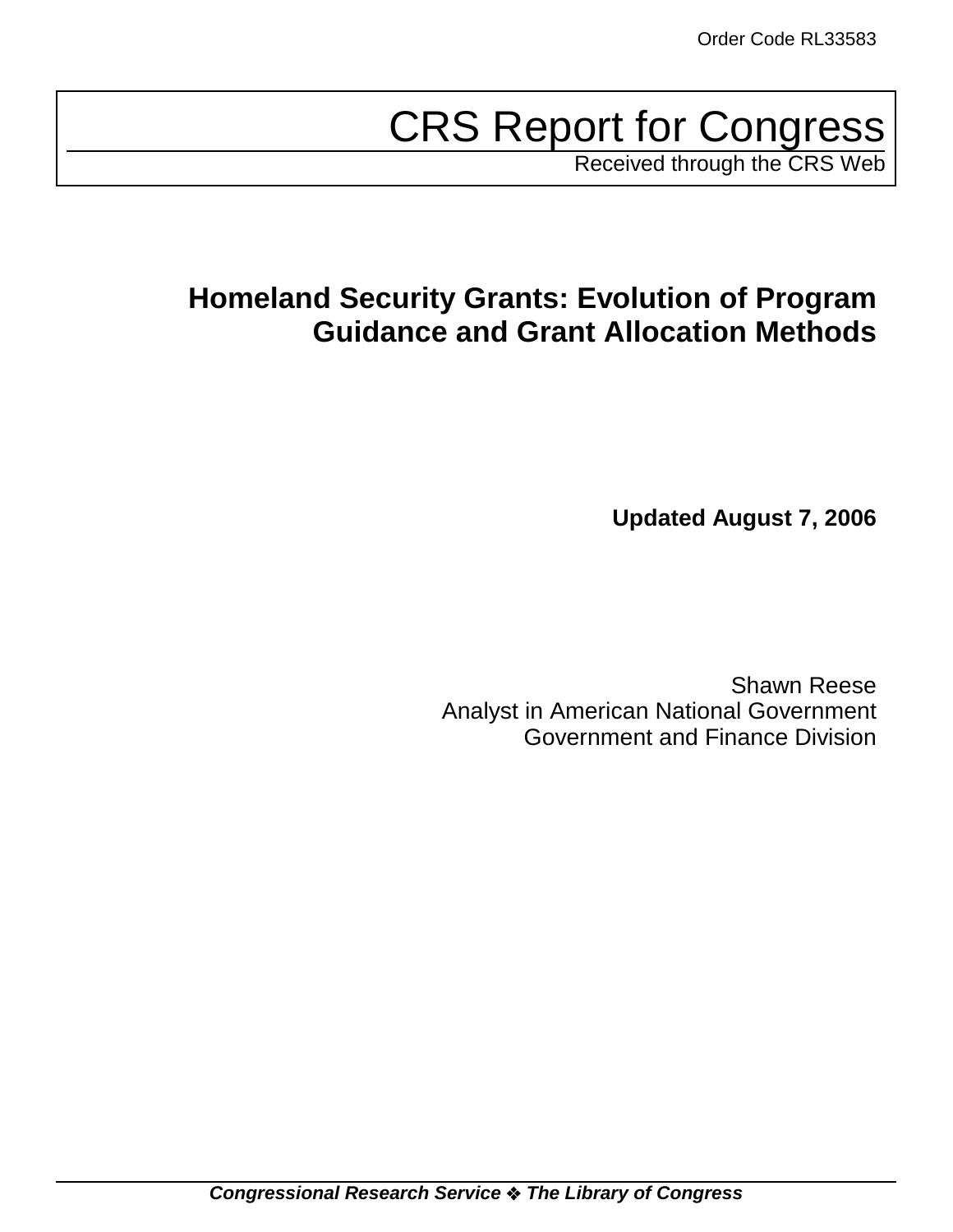Order Code RL33583

# CRS Report for Congress

Received through the CRS Web

## Homeland Security Grants: Evolution of Program Guidance and Grant Allocation Methods

**Updated August 7, 2006**

Shawn Reese
Analyst in American National Government
Government and Finance Division

***Congressional Research Service ❖ The Library of Congress***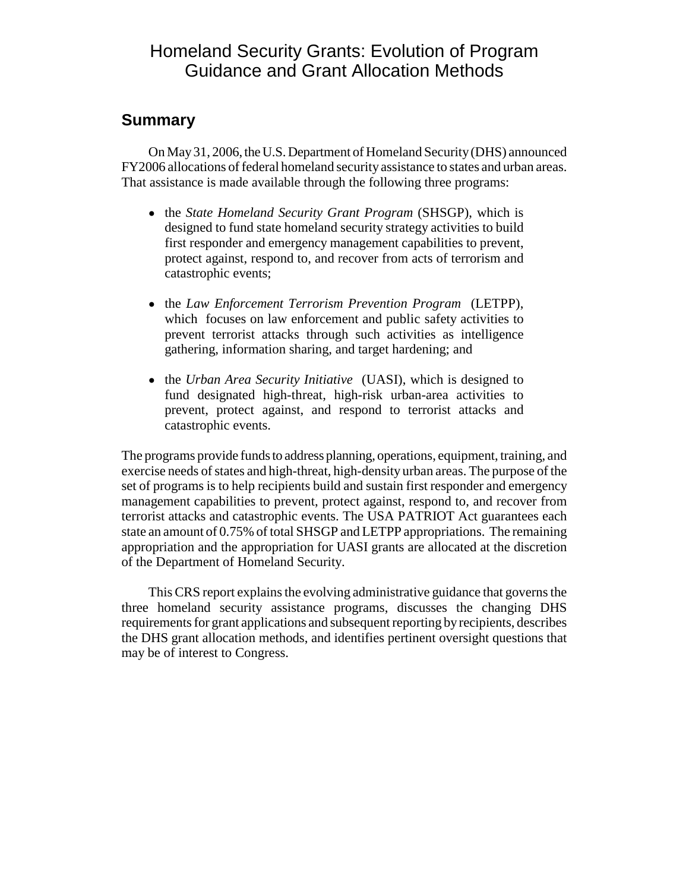# Homeland Security Grants: Evolution of Program Guidance and Grant Allocation Methods

## Summary

On May 31, 2006, the U.S. Department of Homeland Security (DHS) announced FY2006 allocations of federal homeland security assistance to states and urban areas. That assistance is made available through the following three programs:

- the *State Homeland Security Grant Program* (SHSGP), which is designed to fund state homeland security strategy activities to build first responder and emergency management capabilities to prevent, protect against, respond to, and recover from acts of terrorism and catastrophic events;
- the *Law Enforcement Terrorism Prevention Program* (LETPP), which focuses on law enforcement and public safety activities to prevent terrorist attacks through such activities as intelligence gathering, information sharing, and target hardening; and
- the *Urban Area Security Initiative* (UASI), which is designed to fund designated high-threat, high-risk urban-area activities to prevent, protect against, and respond to terrorist attacks and catastrophic events.

The programs provide funds to address planning, operations, equipment, training, and exercise needs of states and high-threat, high-density urban areas. The purpose of the set of programs is to help recipients build and sustain first responder and emergency management capabilities to prevent, protect against, respond to, and recover from terrorist attacks and catastrophic events. The USA PATRIOT Act guarantees each state an amount of 0.75% of total SHSGP and LETPP appropriations. The remaining appropriation and the appropriation for UASI grants are allocated at the discretion of the Department of Homeland Security.

This CRS report explains the evolving administrative guidance that governs the three homeland security assistance programs, discusses the changing DHS requirements for grant applications and subsequent reporting by recipients, describes the DHS grant allocation methods, and identifies pertinent oversight questions that may be of interest to Congress.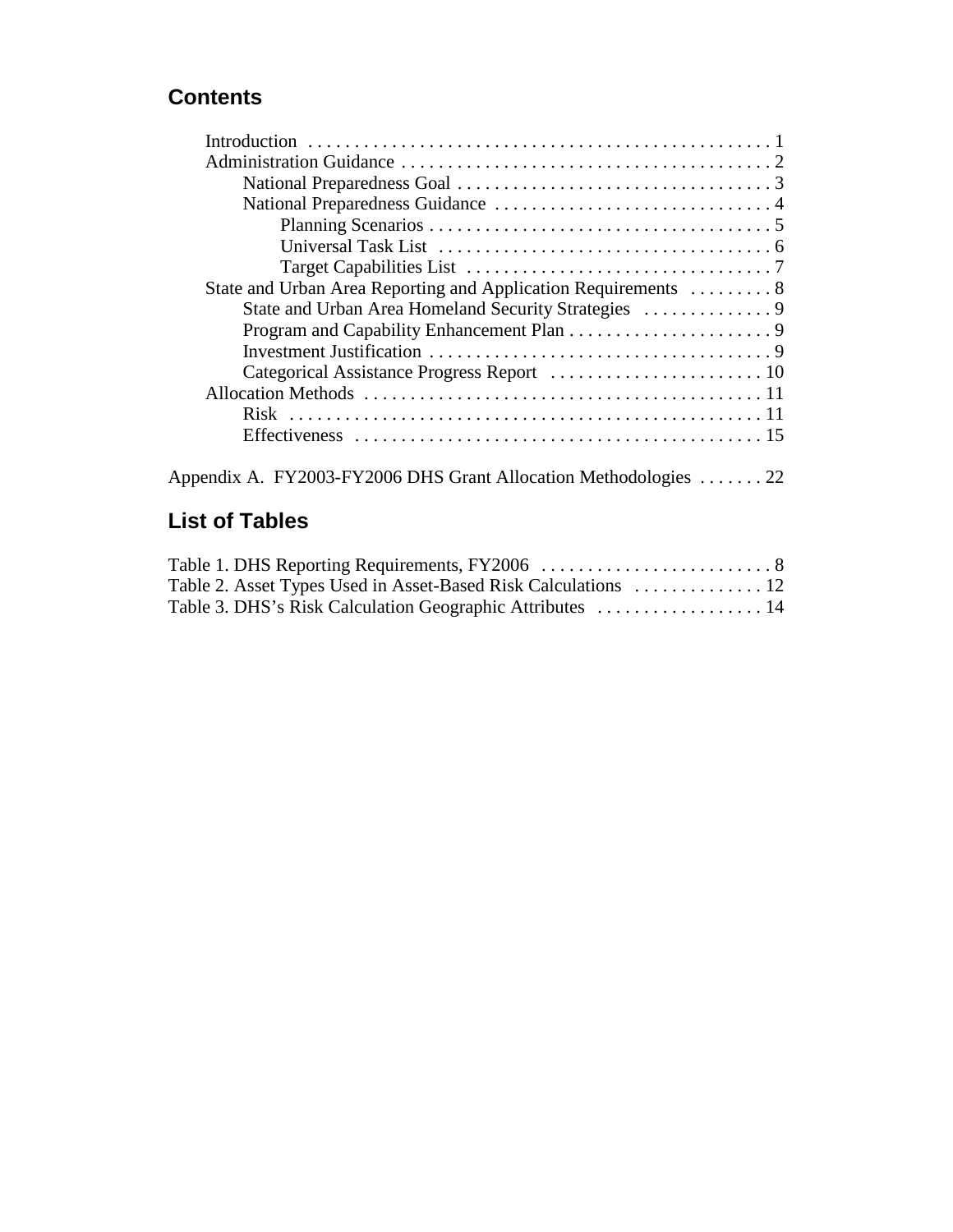## Contents

- Introduction . . . . . . . . . . . . . . . . . . . . . . . . . . . . . . . . . . . . . . . . . . . . . . . . . . 1
- Administration Guidance . . . . . . . . . . . . . . . . . . . . . . . . . . . . . . . . . . . . . . . . 2
  - National Preparedness Goal . . . . . . . . . . . . . . . . . . . . . . . . . . . . . . . . . . 3
  - National Preparedness Guidance . . . . . . . . . . . . . . . . . . . . . . . . . . . . . . 4
    - Planning Scenarios . . . . . . . . . . . . . . . . . . . . . . . . . . . . . . . . . . . . . 5
    - Universal Task List . . . . . . . . . . . . . . . . . . . . . . . . . . . . . . . . . . . . 6
    - Target Capabilities List . . . . . . . . . . . . . . . . . . . . . . . . . . . . . . . . 7
- State and Urban Area Reporting and Application Requirements . . . . . . . . . 8
  - State and Urban Area Homeland Security Strategies . . . . . . . . . . . . . . 9
  - Program and Capability Enhancement Plan . . . . . . . . . . . . . . . . . . . . . . 9
  - Investment Justification . . . . . . . . . . . . . . . . . . . . . . . . . . . . . . . . . . . . . 9
  - Categorical Assistance Progress Report . . . . . . . . . . . . . . . . . . . . . . . 10
- Allocation Methods . . . . . . . . . . . . . . . . . . . . . . . . . . . . . . . . . . . . . . . . . . . 11
  - Risk . . . . . . . . . . . . . . . . . . . . . . . . . . . . . . . . . . . . . . . . . . . . . . . . . . 11
  - Effectiveness . . . . . . . . . . . . . . . . . . . . . . . . . . . . . . . . . . . . . . . . . . . . 15

Appendix A. FY2003-FY2006 DHS Grant Allocation Methodologies . . . . . . . 22

## List of Tables

Table 1. DHS Reporting Requirements, FY2006 . . . . . . . . . . . . . . . . . . . . . . . . . 8

Table 2. Asset Types Used in Asset-Based Risk Calculations . . . . . . . . . . . . . . 12

Table 3. DHS's Risk Calculation Geographic Attributes . . . . . . . . . . . . . . . . . . 14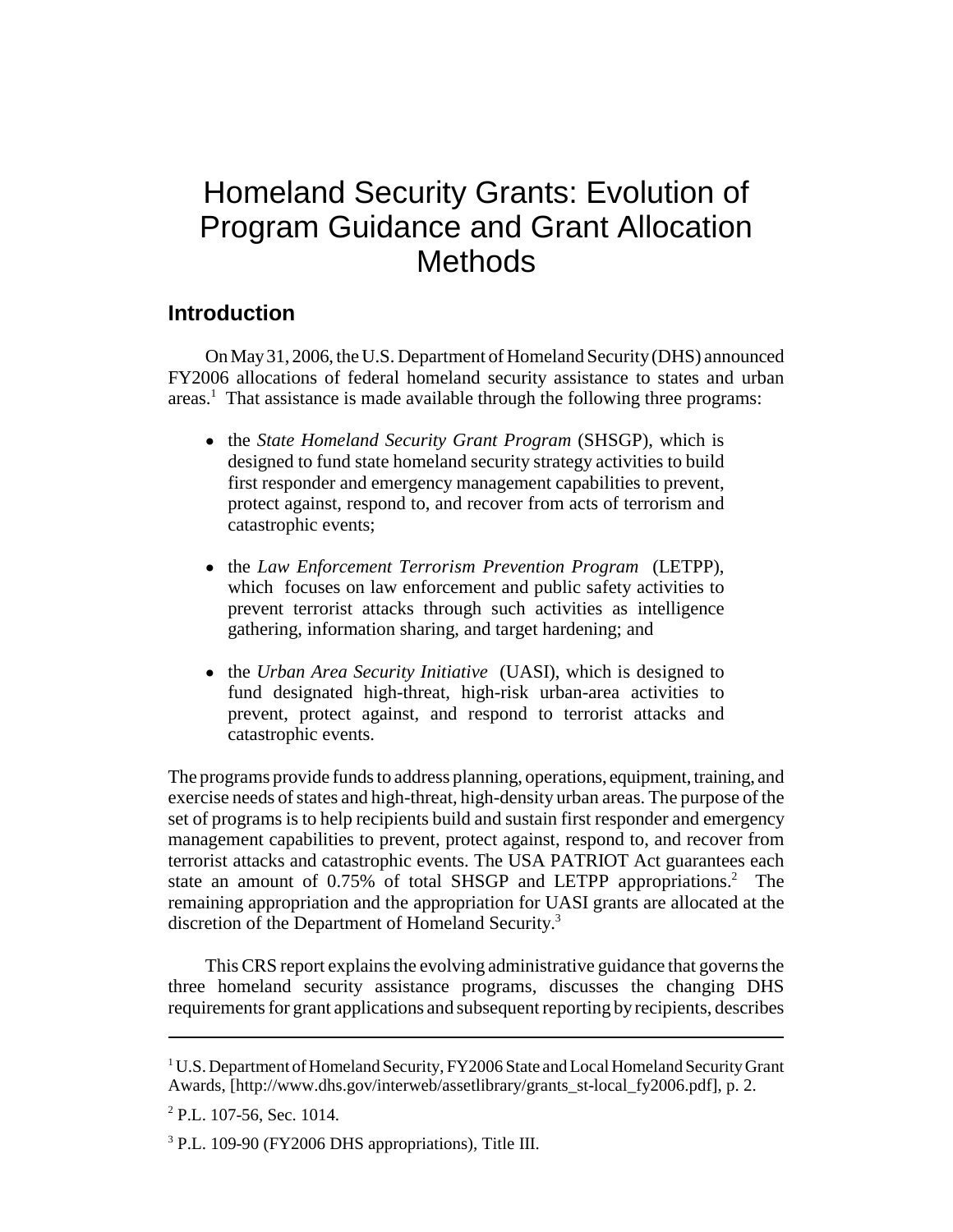# Homeland Security Grants: Evolution of Program Guidance and Grant Allocation Methods

## Introduction

On May 31, 2006, the U.S. Department of Homeland Security (DHS) announced FY2006 allocations of federal homeland security assistance to states and urban areas.[1] That assistance is made available through the following three programs:

- the *State Homeland Security Grant Program* (SHSGP), which is designed to fund state homeland security strategy activities to build first responder and emergency management capabilities to prevent, protect against, respond to, and recover from acts of terrorism and catastrophic events;

- the *Law Enforcement Terrorism Prevention Program* (LETPP), which focuses on law enforcement and public safety activities to prevent terrorist attacks through such activities as intelligence gathering, information sharing, and target hardening; and

- the *Urban Area Security Initiative* (UASI), which is designed to fund designated high-threat, high-risk urban-area activities to prevent, protect against, and respond to terrorist attacks and catastrophic events.

The programs provide funds to address planning, operations, equipment, training, and exercise needs of states and high-threat, high-density urban areas. The purpose of the set of programs is to help recipients build and sustain first responder and emergency management capabilities to prevent, protect against, respond to, and recover from terrorist attacks and catastrophic events. The USA PATRIOT Act guarantees each state an amount of 0.75% of total SHSGP and LETPP appropriations.[2] The remaining appropriation and the appropriation for UASI grants are allocated at the discretion of the Department of Homeland Security.[3]

This CRS report explains the evolving administrative guidance that governs the three homeland security assistance programs, discusses the changing DHS requirements for grant applications and subsequent reporting by recipients, describes

---

[1] U.S. Department of Homeland Security, FY2006 State and Local Homeland Security Grant Awards, [http://www.dhs.gov/interweb/assetlibrary/grants_st-local_fy2006.pdf], p. 2.

[2] P.L. 107-56, Sec. 1014.

[3] P.L. 109-90 (FY2006 DHS appropriations), Title III.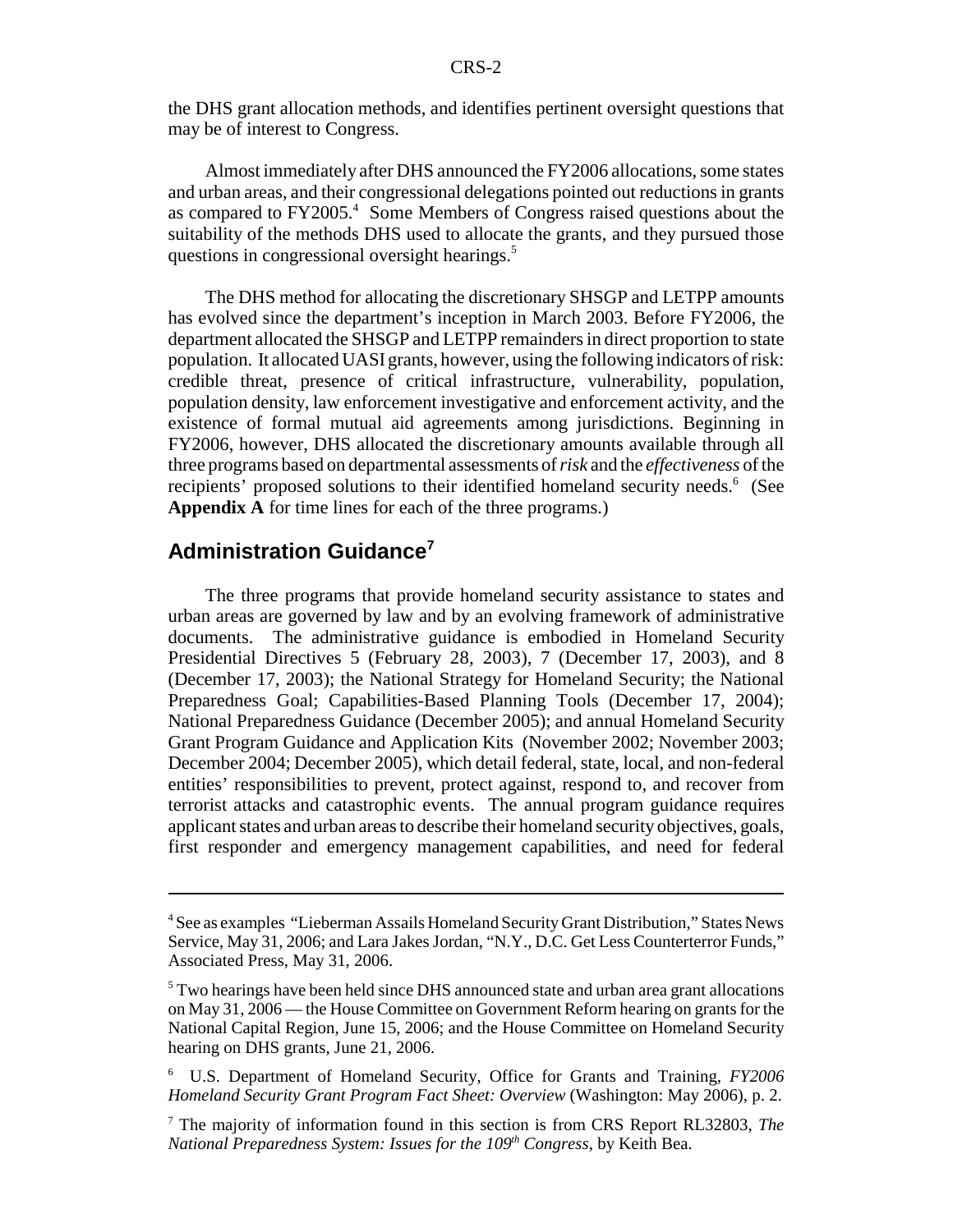the DHS grant allocation methods, and identifies pertinent oversight questions that may be of interest to Congress.

Almost immediately after DHS announced the FY2006 allocations, some states and urban areas, and their congressional delegations pointed out reductions in grants as compared to FY2005.[4] Some Members of Congress raised questions about the suitability of the methods DHS used to allocate the grants, and they pursued those questions in congressional oversight hearings.[5]

The DHS method for allocating the discretionary SHSGP and LETPP amounts has evolved since the department's inception in March 2003. Before FY2006, the department allocated the SHSGP and LETPP remainders in direct proportion to state population. It allocated UASI grants, however, using the following indicators of risk: credible threat, presence of critical infrastructure, vulnerability, population, population density, law enforcement investigative and enforcement activity, and the existence of formal mutual aid agreements among jurisdictions. Beginning in FY2006, however, DHS allocated the discretionary amounts available through all three programs based on departmental assessments of *risk* and the *effectiveness* of the recipients' proposed solutions to their identified homeland security needs.[6] (See **Appendix A** for time lines for each of the three programs.)

## Administration Guidance[7]

The three programs that provide homeland security assistance to states and urban areas are governed by law and by an evolving framework of administrative documents. The administrative guidance is embodied in Homeland Security Presidential Directives 5 (February 28, 2003), 7 (December 17, 2003), and 8 (December 17, 2003); the National Strategy for Homeland Security; the National Preparedness Goal; Capabilities-Based Planning Tools (December 17, 2004); National Preparedness Guidance (December 2005); and annual Homeland Security Grant Program Guidance and Application Kits (November 2002; November 2003; December 2004; December 2005), which detail federal, state, local, and non-federal entities' responsibilities to prevent, protect against, respond to, and recover from terrorist attacks and catastrophic events. The annual program guidance requires applicant states and urban areas to describe their homeland security objectives, goals, first responder and emergency management capabilities, and need for federal

---

[4] See as examples "Lieberman Assails Homeland Security Grant Distribution," States News Service, May 31, 2006; and Lara Jakes Jordan, "N.Y., D.C. Get Less Counterterror Funds," Associated Press, May 31, 2006.

[5] Two hearings have been held since DHS announced state and urban area grant allocations on May 31, 2006 — the House Committee on Government Reform hearing on grants for the National Capital Region, June 15, 2006; and the House Committee on Homeland Security hearing on DHS grants, June 21, 2006.

[6] U.S. Department of Homeland Security, Office for Grants and Training, *FY2006 Homeland Security Grant Program Fact Sheet: Overview* (Washington: May 2006), p. 2.

[7] The majority of information found in this section is from CRS Report RL32803, *The National Preparedness System: Issues for the 109th Congress*, by Keith Bea.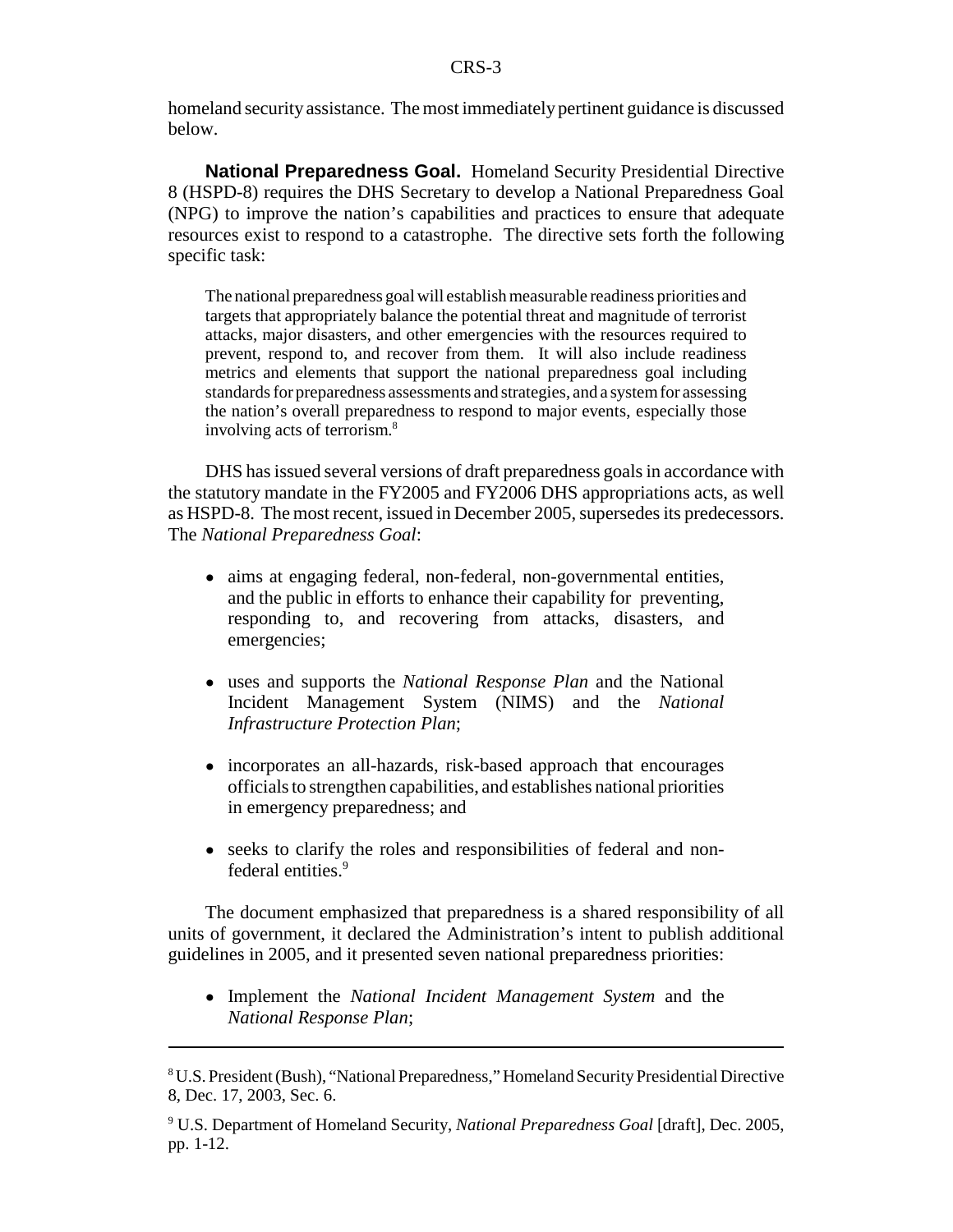homeland security assistance. The most immediately pertinent guidance is discussed below.

**National Preparedness Goal.** Homeland Security Presidential Directive 8 (HSPD-8) requires the DHS Secretary to develop a National Preparedness Goal (NPG) to improve the nation's capabilities and practices to ensure that adequate resources exist to respond to a catastrophe. The directive sets forth the following specific task:

> The national preparedness goal will establish measurable readiness priorities and targets that appropriately balance the potential threat and magnitude of terrorist attacks, major disasters, and other emergencies with the resources required to prevent, respond to, and recover from them. It will also include readiness metrics and elements that support the national preparedness goal including standards for preparedness assessments and strategies, and a system for assessing the nation's overall preparedness to respond to major events, especially those involving acts of terrorism.[8]

DHS has issued several versions of draft preparedness goals in accordance with the statutory mandate in the FY2005 and FY2006 DHS appropriations acts, as well as HSPD-8. The most recent, issued in December 2005, supersedes its predecessors. The *National Preparedness Goal*:

- aims at engaging federal, non-federal, non-governmental entities, and the public in efforts to enhance their capability for preventing, responding to, and recovering from attacks, disasters, and emergencies;
- uses and supports the *National Response Plan* and the National Incident Management System (NIMS) and the *National Infrastructure Protection Plan*;
- incorporates an all-hazards, risk-based approach that encourages officials to strengthen capabilities, and establishes national priorities in emergency preparedness; and
- seeks to clarify the roles and responsibilities of federal and non-federal entities.[9]

The document emphasized that preparedness is a shared responsibility of all units of government, it declared the Administration's intent to publish additional guidelines in 2005, and it presented seven national preparedness priorities:

- Implement the *National Incident Management System* and the *National Response Plan*;

---

[8] U.S. President (Bush), "National Preparedness," Homeland Security Presidential Directive 8, Dec. 17, 2003, Sec. 6.

[9] U.S. Department of Homeland Security, *National Preparedness Goal* [draft], Dec. 2005, pp. 1-12.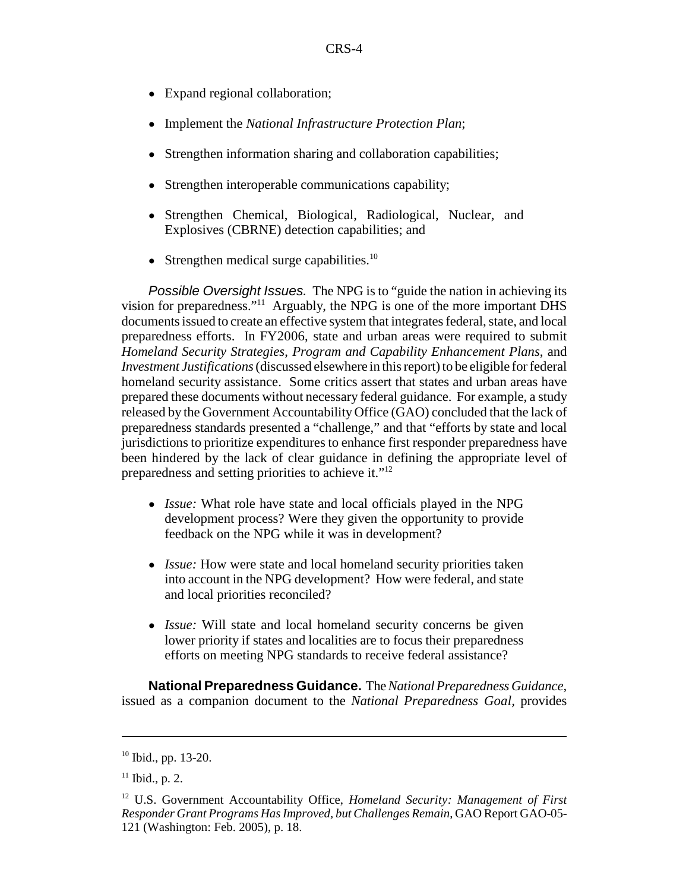- Expand regional collaboration;
- Implement the *National Infrastructure Protection Plan*;
- Strengthen information sharing and collaboration capabilities;
- Strengthen interoperable communications capability;
- Strengthen Chemical, Biological, Radiological, Nuclear, and Explosives (CBRNE) detection capabilities; and
- Strengthen medical surge capabilities.[10]

*Possible Oversight Issues.* The NPG is to "guide the nation in achieving its vision for preparedness."[11] Arguably, the NPG is one of the more important DHS documents issued to create an effective system that integrates federal, state, and local preparedness efforts. In FY2006, state and urban areas were required to submit *Homeland Security Strategies*, *Program and Capability Enhancement Plans*, and *Investment Justifications* (discussed elsewhere in this report) to be eligible for federal homeland security assistance. Some critics assert that states and urban areas have prepared these documents without necessary federal guidance. For example, a study released by the Government Accountability Office (GAO) concluded that the lack of preparedness standards presented a "challenge," and that "efforts by state and local jurisdictions to prioritize expenditures to enhance first responder preparedness have been hindered by the lack of clear guidance in defining the appropriate level of preparedness and setting priorities to achieve it."[12]

- *Issue:* What role have state and local officials played in the NPG development process? Were they given the opportunity to provide feedback on the NPG while it was in development?
- *Issue:* How were state and local homeland security priorities taken into account in the NPG development? How were federal, and state and local priorities reconciled?
- *Issue:* Will state and local homeland security concerns be given lower priority if states and localities are to focus their preparedness efforts on meeting NPG standards to receive federal assistance?

**National Preparedness Guidance.** The *National Preparedness Guidance*, issued as a companion document to the *National Preparedness Goal*, provides

---

[10] Ibid., pp. 13-20.

[11] Ibid., p. 2.

[12] U.S. Government Accountability Office, *Homeland Security: Management of First Responder Grant Programs Has Improved, but Challenges Remain*, GAO Report GAO-05-121 (Washington: Feb. 2005), p. 18.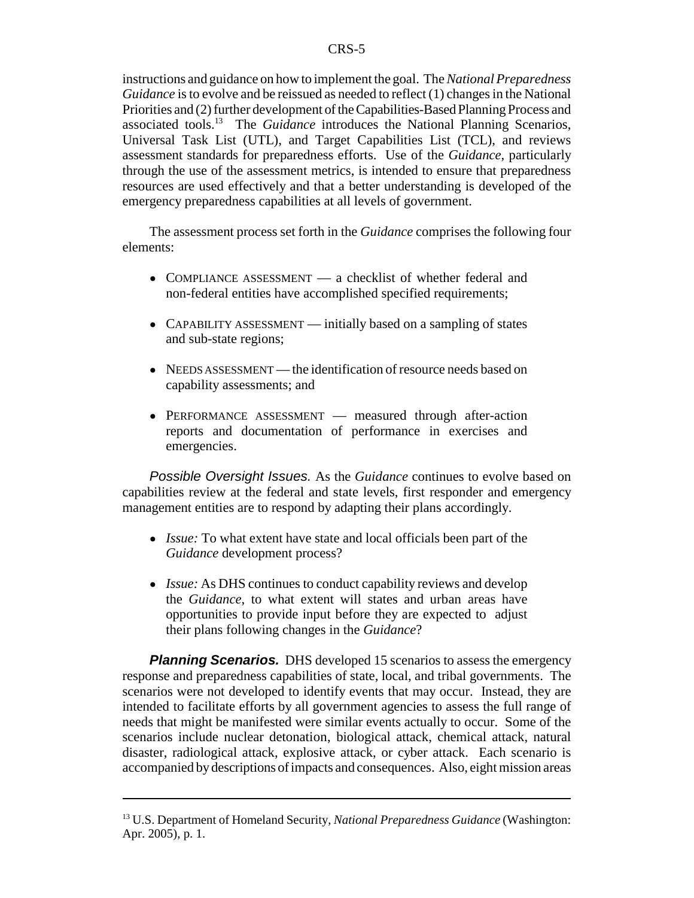instructions and guidance on how to implement the goal. The *National Preparedness Guidance* is to evolve and be reissued as needed to reflect (1) changes in the National Priorities and (2) further development of the Capabilities-Based Planning Process and associated tools.[13] The *Guidance* introduces the National Planning Scenarios, Universal Task List (UTL), and Target Capabilities List (TCL), and reviews assessment standards for preparedness efforts. Use of the *Guidance*, particularly through the use of the assessment metrics, is intended to ensure that preparedness resources are used effectively and that a better understanding is developed of the emergency preparedness capabilities at all levels of government.

The assessment process set forth in the *Guidance* comprises the following four elements:

- COMPLIANCE ASSESSMENT — a checklist of whether federal and non-federal entities have accomplished specified requirements;
- CAPABILITY ASSESSMENT — initially based on a sampling of states and sub-state regions;
- NEEDS ASSESSMENT — the identification of resource needs based on capability assessments; and
- PERFORMANCE ASSESSMENT — measured through after-action reports and documentation of performance in exercises and emergencies.

*Possible Oversight Issues.* As the *Guidance* continues to evolve based on capabilities review at the federal and state levels, first responder and emergency management entities are to respond by adapting their plans accordingly.

- *Issue:* To what extent have state and local officials been part of the *Guidance* development process?
- *Issue:* As DHS continues to conduct capability reviews and develop the *Guidance*, to what extent will states and urban areas have opportunities to provide input before they are expected to adjust their plans following changes in the *Guidance*?

***Planning Scenarios.*** DHS developed 15 scenarios to assess the emergency response and preparedness capabilities of state, local, and tribal governments. The scenarios were not developed to identify events that may occur. Instead, they are intended to facilitate efforts by all government agencies to assess the full range of needs that might be manifested were similar events actually to occur. Some of the scenarios include nuclear detonation, biological attack, chemical attack, natural disaster, radiological attack, explosive attack, or cyber attack. Each scenario is accompanied by descriptions of impacts and consequences. Also, eight mission areas

---

[13] U.S. Department of Homeland Security, *National Preparedness Guidance* (Washington: Apr. 2005), p. 1.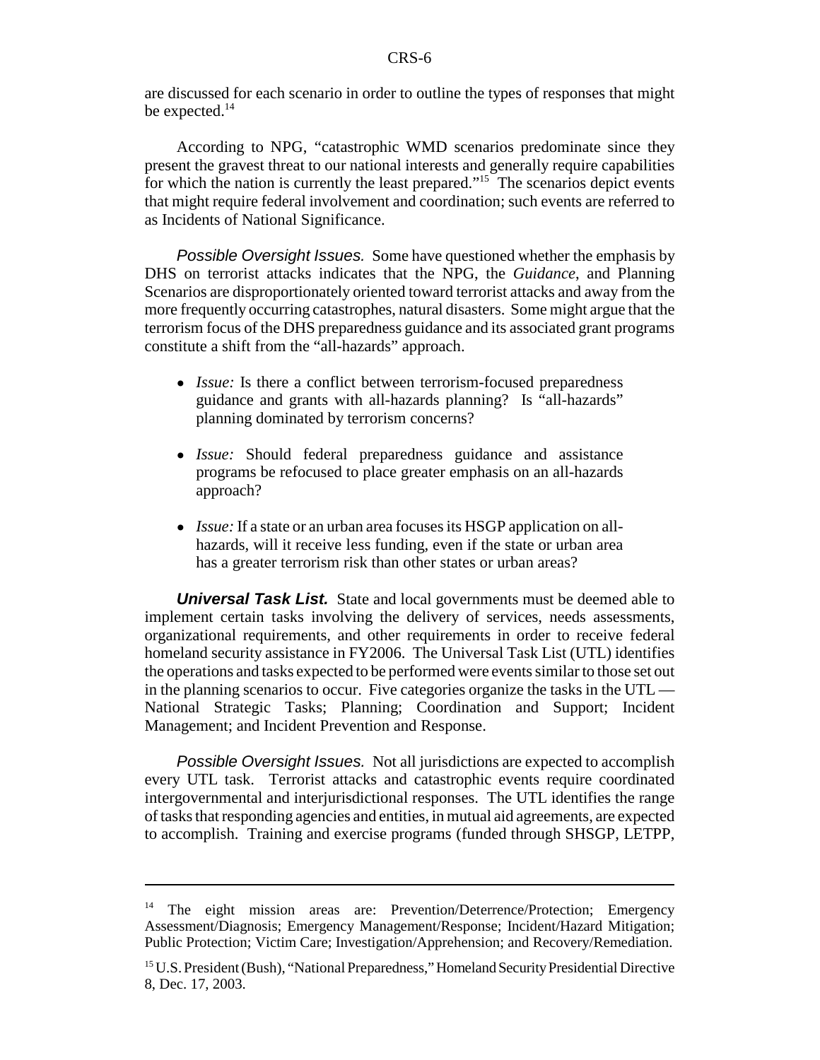are discussed for each scenario in order to outline the types of responses that might be expected.[14]

According to NPG, "catastrophic WMD scenarios predominate since they present the gravest threat to our national interests and generally require capabilities for which the nation is currently the least prepared."[15] The scenarios depict events that might require federal involvement and coordination; such events are referred to as Incidents of National Significance.

*Possible Oversight Issues.* Some have questioned whether the emphasis by DHS on terrorist attacks indicates that the NPG, the *Guidance*, and Planning Scenarios are disproportionately oriented toward terrorist attacks and away from the more frequently occurring catastrophes, natural disasters. Some might argue that the terrorism focus of the DHS preparedness guidance and its associated grant programs constitute a shift from the "all-hazards" approach.

- *Issue:* Is there a conflict between terrorism-focused preparedness guidance and grants with all-hazards planning? Is "all-hazards" planning dominated by terrorism concerns?

- *Issue:* Should federal preparedness guidance and assistance programs be refocused to place greater emphasis on an all-hazards approach?

- *Issue:* If a state or an urban area focuses its HSGP application on all-hazards, will it receive less funding, even if the state or urban area has a greater terrorism risk than other states or urban areas?

***Universal Task List.*** State and local governments must be deemed able to implement certain tasks involving the delivery of services, needs assessments, organizational requirements, and other requirements in order to receive federal homeland security assistance in FY2006. The Universal Task List (UTL) identifies the operations and tasks expected to be performed were events similar to those set out in the planning scenarios to occur. Five categories organize the tasks in the UTL — National Strategic Tasks; Planning; Coordination and Support; Incident Management; and Incident Prevention and Response.

*Possible Oversight Issues.* Not all jurisdictions are expected to accomplish every UTL task. Terrorist attacks and catastrophic events require coordinated intergovernmental and interjurisdictional responses. The UTL identifies the range of tasks that responding agencies and entities, in mutual aid agreements, are expected to accomplish. Training and exercise programs (funded through SHSGP, LETPP,

---

[14] The eight mission areas are: Prevention/Deterrence/Protection; Emergency Assessment/Diagnosis; Emergency Management/Response; Incident/Hazard Mitigation; Public Protection; Victim Care; Investigation/Apprehension; and Recovery/Remediation.

[15] U.S. President (Bush), "National Preparedness," Homeland Security Presidential Directive 8, Dec. 17, 2003.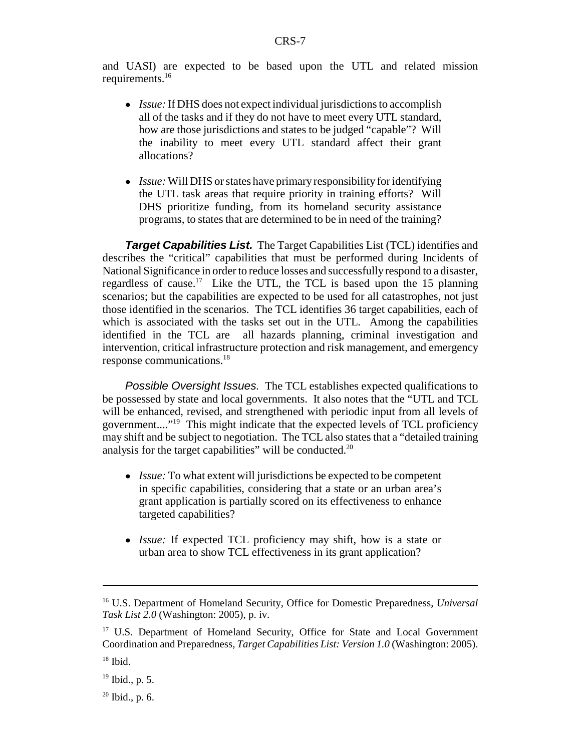and UASI) are expected to be based upon the UTL and related mission requirements.[16]

- *Issue:* If DHS does not expect individual jurisdictions to accomplish all of the tasks and if they do not have to meet every UTL standard, how are those jurisdictions and states to be judged "capable"? Will the inability to meet every UTL standard affect their grant allocations?

- *Issue:* Will DHS or states have primary responsibility for identifying the UTL task areas that require priority in training efforts? Will DHS prioritize funding, from its homeland security assistance programs, to states that are determined to be in need of the training?

***Target Capabilities List.*** The Target Capabilities List (TCL) identifies and describes the "critical" capabilities that must be performed during Incidents of National Significance in order to reduce losses and successfully respond to a disaster, regardless of cause.[17] Like the UTL, the TCL is based upon the 15 planning scenarios; but the capabilities are expected to be used for all catastrophes, not just those identified in the scenarios. The TCL identifies 36 target capabilities, each of which is associated with the tasks set out in the UTL. Among the capabilities identified in the TCL are all hazards planning, criminal investigation and intervention, critical infrastructure protection and risk management, and emergency response communications.[18]

*Possible Oversight Issues.* The TCL establishes expected qualifications to be possessed by state and local governments. It also notes that the "UTL and TCL will be enhanced, revised, and strengthened with periodic input from all levels of government...."[19] This might indicate that the expected levels of TCL proficiency may shift and be subject to negotiation. The TCL also states that a "detailed training analysis for the target capabilities" will be conducted.[20]

- *Issue:* To what extent will jurisdictions be expected to be competent in specific capabilities, considering that a state or an urban area's grant application is partially scored on its effectiveness to enhance targeted capabilities?

- *Issue:* If expected TCL proficiency may shift, how is a state or urban area to show TCL effectiveness in its grant application?

---

[16] U.S. Department of Homeland Security, Office for Domestic Preparedness, *Universal Task List 2.0* (Washington: 2005), p. iv.

[17] U.S. Department of Homeland Security, Office for State and Local Government Coordination and Preparedness, *Target Capabilities List: Version 1.0* (Washington: 2005).

[18] Ibid.

[19] Ibid., p. 5.

[20] Ibid., p. 6.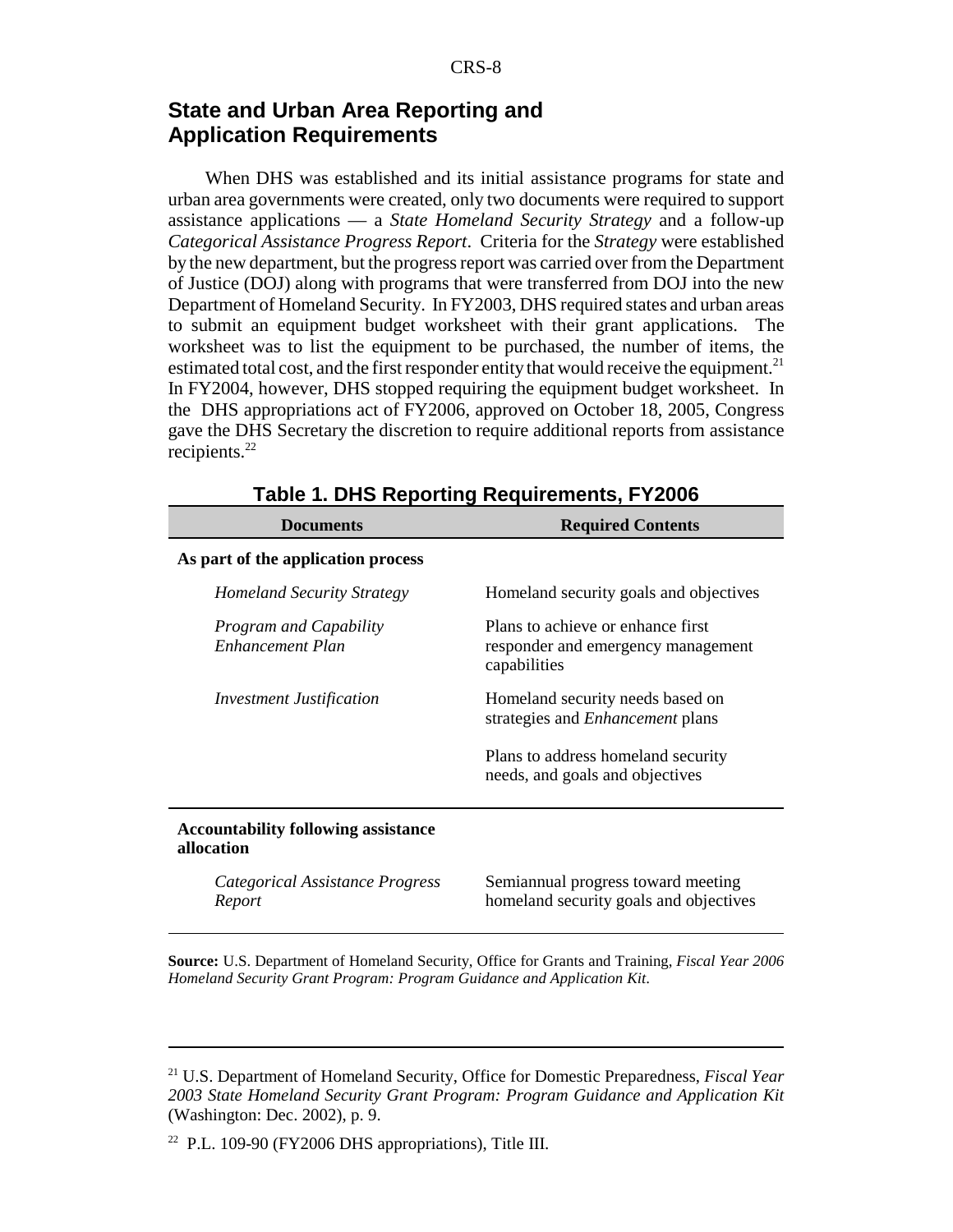## State and Urban Area Reporting and Application Requirements

When DHS was established and its initial assistance programs for state and urban area governments were created, only two documents were required to support assistance applications — a *State Homeland Security Strategy* and a follow-up *Categorical Assistance Progress Report*. Criteria for the *Strategy* were established by the new department, but the progress report was carried over from the Department of Justice (DOJ) along with programs that were transferred from DOJ into the new Department of Homeland Security. In FY2003, DHS required states and urban areas to submit an equipment budget worksheet with their grant applications. The worksheet was to list the equipment to be purchased, the number of items, the estimated total cost, and the first responder entity that would receive the equipment.[21] In FY2004, however, DHS stopped requiring the equipment budget worksheet. In the DHS appropriations act of FY2006, approved on October 18, 2005, Congress gave the DHS Secretary the discretion to require additional reports from assistance recipients.[22]

**Table 1. DHS Reporting Requirements, FY2006**

| Documents | Required Contents |
|---|---|
| **As part of the application process** | |
| *Homeland Security Strategy* | Homeland security goals and objectives |
| *Program and Capability Enhancement Plan* | Plans to achieve or enhance first responder and emergency management capabilities |
| *Investment Justification* | Homeland security needs based on strategies and *Enhancement* plans |
| | Plans to address homeland security needs, and goals and objectives |
| **Accountability following assistance allocation** | |
| *Categorical Assistance Progress Report* | Semiannual progress toward meeting homeland security goals and objectives |

**Source:** U.S. Department of Homeland Security, Office for Grants and Training, *Fiscal Year 2006 Homeland Security Grant Program: Program Guidance and Application Kit.*

---

[21] U.S. Department of Homeland Security, Office for Domestic Preparedness, *Fiscal Year 2003 State Homeland Security Grant Program: Program Guidance and Application Kit* (Washington: Dec. 2002), p. 9.

[22] P.L. 109-90 (FY2006 DHS appropriations), Title III.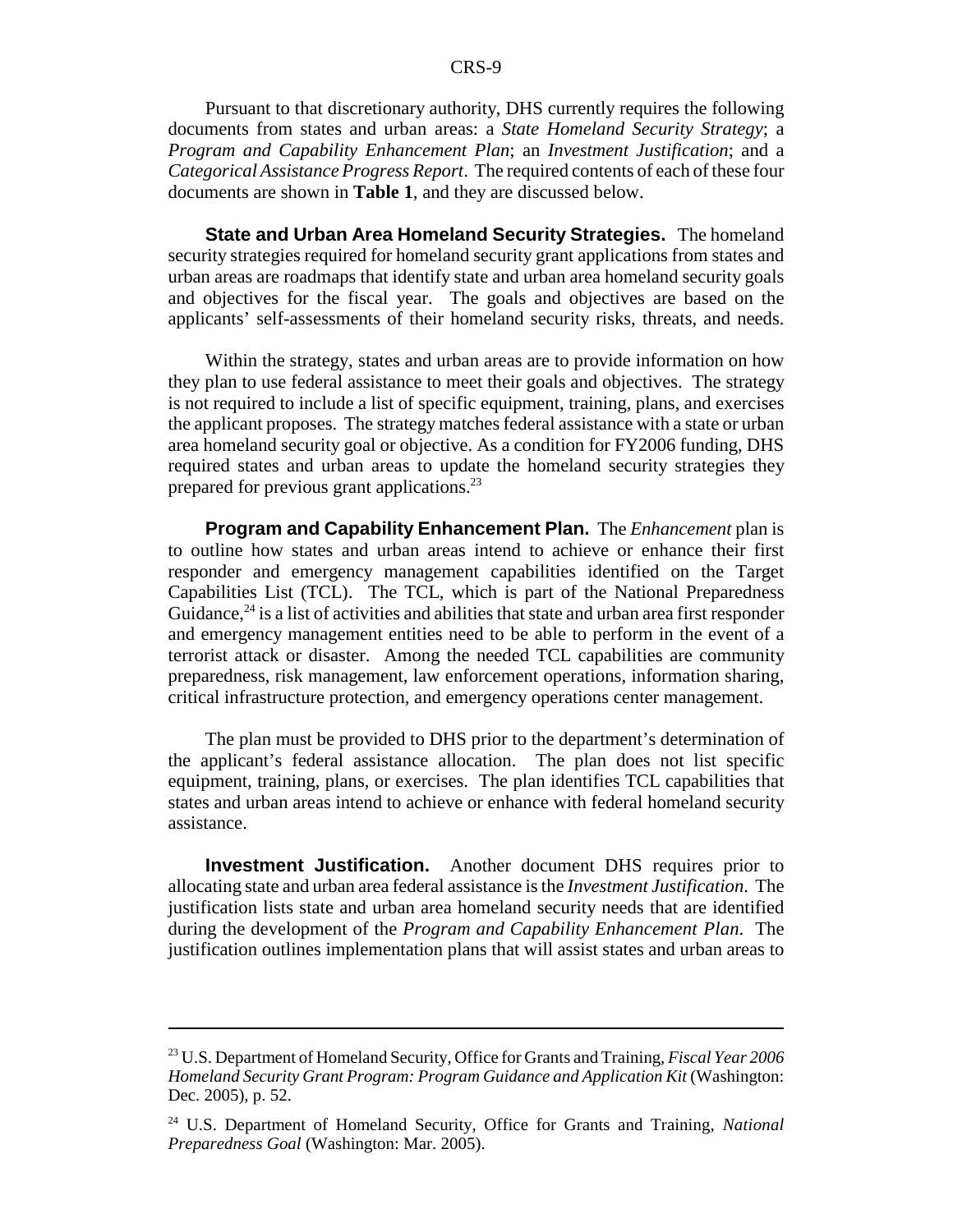Pursuant to that discretionary authority, DHS currently requires the following documents from states and urban areas: a *State Homeland Security Strategy*; a *Program and Capability Enhancement Plan*; an *Investment Justification*; and a *Categorical Assistance Progress Report*. The required contents of each of these four documents are shown in **Table 1**, and they are discussed below.

**State and Urban Area Homeland Security Strategies.** The homeland security strategies required for homeland security grant applications from states and urban areas are roadmaps that identify state and urban area homeland security goals and objectives for the fiscal year. The goals and objectives are based on the applicants' self-assessments of their homeland security risks, threats, and needs.

Within the strategy, states and urban areas are to provide information on how they plan to use federal assistance to meet their goals and objectives. The strategy is not required to include a list of specific equipment, training, plans, and exercises the applicant proposes. The strategy matches federal assistance with a state or urban area homeland security goal or objective. As a condition for FY2006 funding, DHS required states and urban areas to update the homeland security strategies they prepared for previous grant applications.[23]

**Program and Capability Enhancement Plan.** The *Enhancement* plan is to outline how states and urban areas intend to achieve or enhance their first responder and emergency management capabilities identified on the Target Capabilities List (TCL). The TCL, which is part of the National Preparedness Guidance,[24] is a list of activities and abilities that state and urban area first responder and emergency management entities need to be able to perform in the event of a terrorist attack or disaster. Among the needed TCL capabilities are community preparedness, risk management, law enforcement operations, information sharing, critical infrastructure protection, and emergency operations center management.

The plan must be provided to DHS prior to the department's determination of the applicant's federal assistance allocation. The plan does not list specific equipment, training, plans, or exercises. The plan identifies TCL capabilities that states and urban areas intend to achieve or enhance with federal homeland security assistance.

**Investment Justification.** Another document DHS requires prior to allocating state and urban area federal assistance is the *Investment Justification*. The justification lists state and urban area homeland security needs that are identified during the development of the *Program and Capability Enhancement Plan*. The justification outlines implementation plans that will assist states and urban areas to

---

[23] U.S. Department of Homeland Security, Office for Grants and Training, *Fiscal Year 2006 Homeland Security Grant Program: Program Guidance and Application Kit* (Washington: Dec. 2005), p. 52.

[24] U.S. Department of Homeland Security, Office for Grants and Training, *National Preparedness Goal* (Washington: Mar. 2005).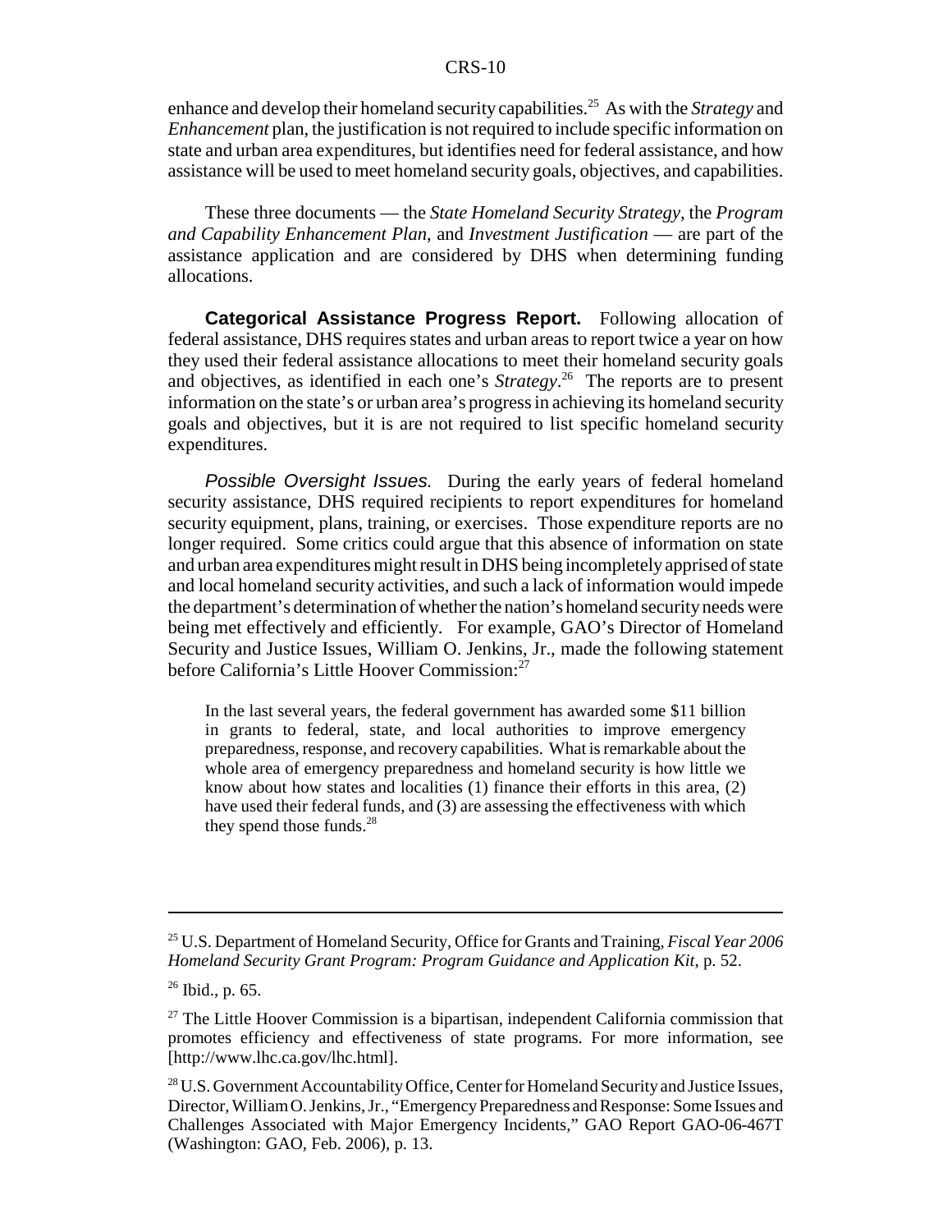enhance and develop their homeland security capabilities.[25] As with the *Strategy* and *Enhancement* plan, the justification is not required to include specific information on state and urban area expenditures, but identifies need for federal assistance, and how assistance will be used to meet homeland security goals, objectives, and capabilities.

These three documents — the *State Homeland Security Strategy*, the *Program and Capability Enhancement Plan*, and *Investment Justification* — are part of the assistance application and are considered by DHS when determining funding allocations.

**Categorical Assistance Progress Report.** Following allocation of federal assistance, DHS requires states and urban areas to report twice a year on how they used their federal assistance allocations to meet their homeland security goals and objectives, as identified in each one's *Strategy*.[26] The reports are to present information on the state's or urban area's progress in achieving its homeland security goals and objectives, but it is are not required to list specific homeland security expenditures.

*Possible Oversight Issues.* During the early years of federal homeland security assistance, DHS required recipients to report expenditures for homeland security equipment, plans, training, or exercises. Those expenditure reports are no longer required. Some critics could argue that this absence of information on state and urban area expenditures might result in DHS being incompletely apprised of state and local homeland security activities, and such a lack of information would impede the department's determination of whether the nation's homeland security needs were being met effectively and efficiently. For example, GAO's Director of Homeland Security and Justice Issues, William O. Jenkins, Jr., made the following statement before California's Little Hoover Commission:[27]

> In the last several years, the federal government has awarded some $11 billion in grants to federal, state, and local authorities to improve emergency preparedness, response, and recovery capabilities. What is remarkable about the whole area of emergency preparedness and homeland security is how little we know about how states and localities (1) finance their efforts in this area, (2) have used their federal funds, and (3) are assessing the effectiveness with which they spend those funds.[28]

---

[25] U.S. Department of Homeland Security, Office for Grants and Training, *Fiscal Year 2006 Homeland Security Grant Program: Program Guidance and Application Kit*, p. 52.

[26] Ibid., p. 65.

[27] The Little Hoover Commission is a bipartisan, independent California commission that promotes efficiency and effectiveness of state programs. For more information, see [http://www.lhc.ca.gov/lhc.html].

[28] U.S. Government Accountability Office, Center for Homeland Security and Justice Issues, Director, William O. Jenkins, Jr., "Emergency Preparedness and Response: Some Issues and Challenges Associated with Major Emergency Incidents," GAO Report GAO-06-467T (Washington: GAO, Feb. 2006), p. 13.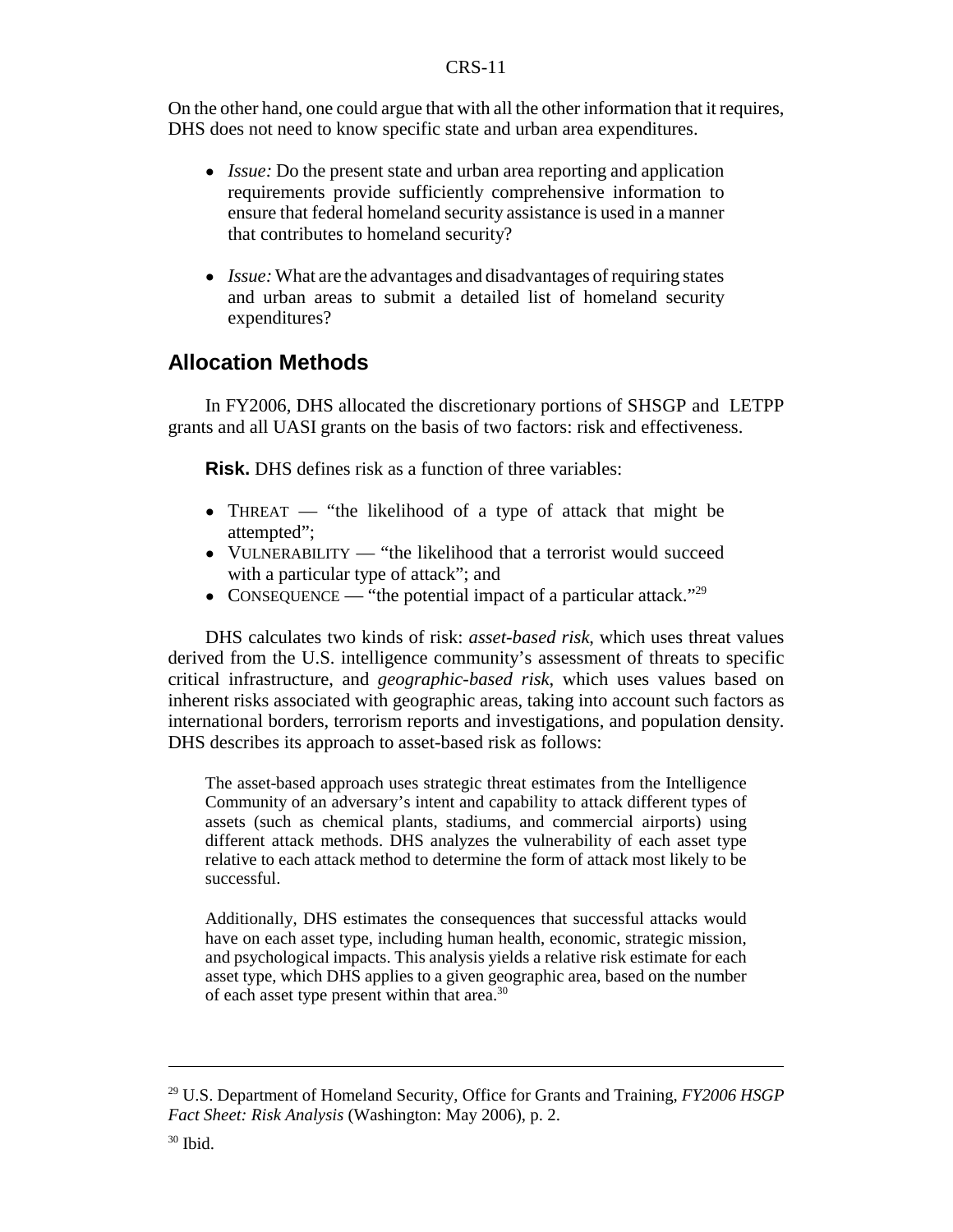On the other hand, one could argue that with all the other information that it requires, DHS does not need to know specific state and urban area expenditures.

- *Issue:* Do the present state and urban area reporting and application requirements provide sufficiently comprehensive information to ensure that federal homeland security assistance is used in a manner that contributes to homeland security?

- *Issue:* What are the advantages and disadvantages of requiring states and urban areas to submit a detailed list of homeland security expenditures?

## Allocation Methods

In FY2006, DHS allocated the discretionary portions of SHSGP and LETPP grants and all UASI grants on the basis of two factors: risk and effectiveness.

**Risk.** DHS defines risk as a function of three variables:

- THREAT — "the likelihood of a type of attack that might be attempted";
- VULNERABILITY — "the likelihood that a terrorist would succeed with a particular type of attack"; and
- CONSEQUENCE — "the potential impact of a particular attack."[29]

DHS calculates two kinds of risk: *asset-based risk*, which uses threat values derived from the U.S. intelligence community's assessment of threats to specific critical infrastructure, and *geographic-based risk*, which uses values based on inherent risks associated with geographic areas, taking into account such factors as international borders, terrorism reports and investigations, and population density. DHS describes its approach to asset-based risk as follows:

> The asset-based approach uses strategic threat estimates from the Intelligence Community of an adversary's intent and capability to attack different types of assets (such as chemical plants, stadiums, and commercial airports) using different attack methods. DHS analyzes the vulnerability of each asset type relative to each attack method to determine the form of attack most likely to be successful.
>
> Additionally, DHS estimates the consequences that successful attacks would have on each asset type, including human health, economic, strategic mission, and psychological impacts. This analysis yields a relative risk estimate for each asset type, which DHS applies to a given geographic area, based on the number of each asset type present within that area.[30]

---

[29] U.S. Department of Homeland Security, Office for Grants and Training, *FY2006 HSGP Fact Sheet: Risk Analysis* (Washington: May 2006), p. 2.

[30] Ibid.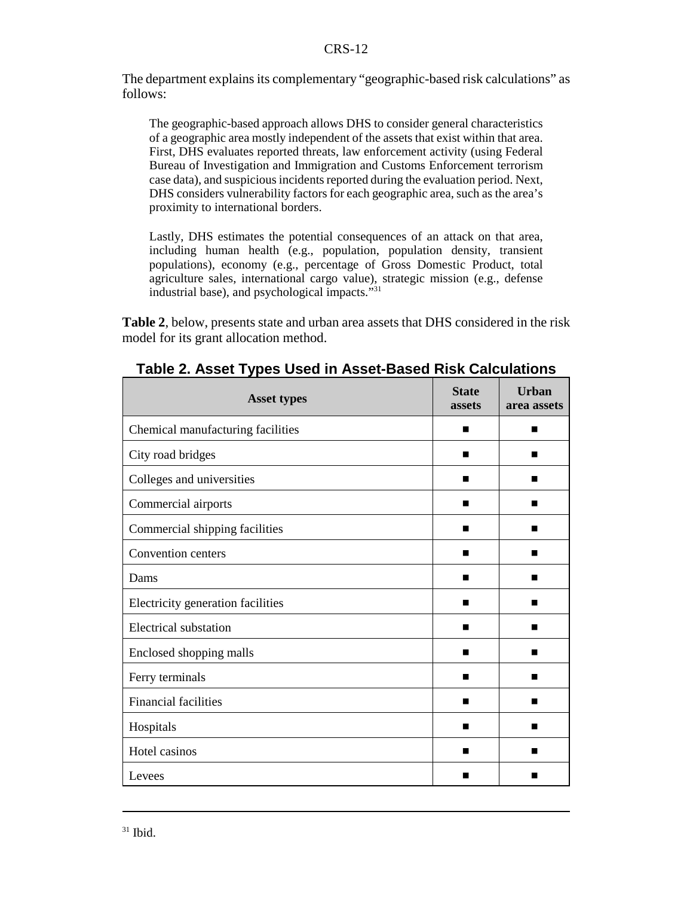The department explains its complementary "geographic-based risk calculations" as follows:

> The geographic-based approach allows DHS to consider general characteristics of a geographic area mostly independent of the assets that exist within that area. First, DHS evaluates reported threats, law enforcement activity (using Federal Bureau of Investigation and Immigration and Customs Enforcement terrorism case data), and suspicious incidents reported during the evaluation period. Next, DHS considers vulnerability factors for each geographic area, such as the area's proximity to international borders.
>
> Lastly, DHS estimates the potential consequences of an attack on that area, including human health (e.g., population, population density, transient populations), economy (e.g., percentage of Gross Domestic Product, total agriculture sales, international cargo value), strategic mission (e.g., defense industrial base), and psychological impacts."[31]

**Table 2**, below, presents state and urban area assets that DHS considered in the risk model for its grant allocation method.

**Table 2. Asset Types Used in Asset-Based Risk Calculations**

| Asset types | State assets | Urban area assets |
|---|---|---|
| Chemical manufacturing facilities | ■ | ■ |
| City road bridges | ■ | ■ |
| Colleges and universities | ■ | ■ |
| Commercial airports | ■ | ■ |
| Commercial shipping facilities | ■ | ■ |
| Convention centers | ■ | ■ |
| Dams | ■ | ■ |
| Electricity generation facilities | ■ | ■ |
| Electrical substation | ■ | ■ |
| Enclosed shopping malls | ■ | ■ |
| Ferry terminals | ■ | ■ |
| Financial facilities | ■ | ■ |
| Hospitals | ■ | ■ |
| Hotel casinos | ■ | ■ |
| Levees | ■ | ■ |

[31] Ibid.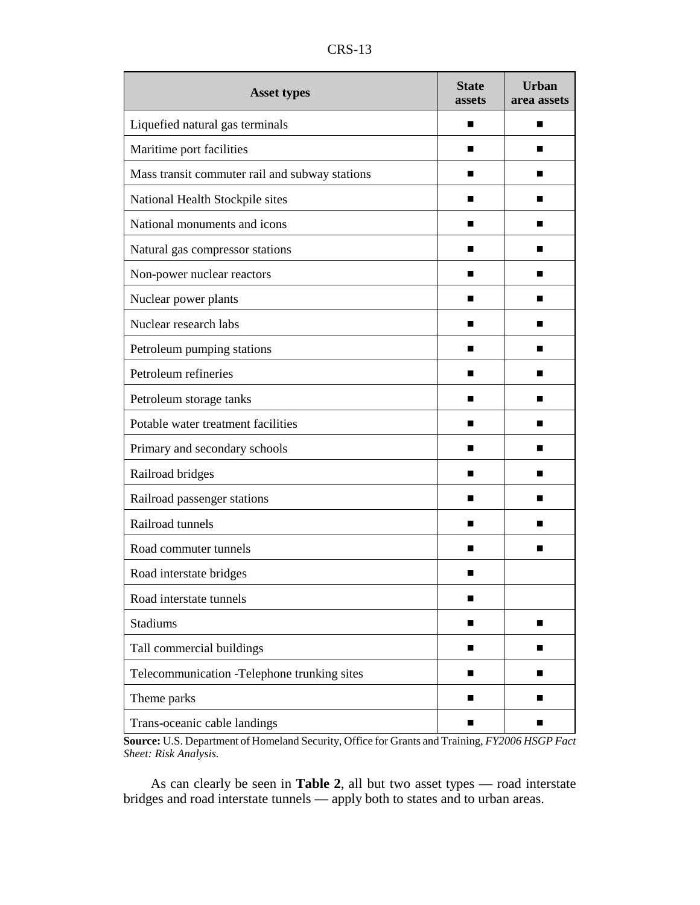| Asset types | State assets | Urban area assets |
|---|---|---|
| Liquefied natural gas terminals | ■ | ■ |
| Maritime port facilities | ■ | ■ |
| Mass transit commuter rail and subway stations | ■ | ■ |
| National Health Stockpile sites | ■ | ■ |
| National monuments and icons | ■ | ■ |
| Natural gas compressor stations | ■ | ■ |
| Non-power nuclear reactors | ■ | ■ |
| Nuclear power plants | ■ | ■ |
| Nuclear research labs | ■ | ■ |
| Petroleum pumping stations | ■ | ■ |
| Petroleum refineries | ■ | ■ |
| Petroleum storage tanks | ■ | ■ |
| Potable water treatment facilities | ■ | ■ |
| Primary and secondary schools | ■ | ■ |
| Railroad bridges | ■ | ■ |
| Railroad passenger stations | ■ | ■ |
| Railroad tunnels | ■ | ■ |
| Road commuter tunnels | ■ | ■ |
| Road interstate bridges | ■ | |
| Road interstate tunnels | ■ | |
| Stadiums | ■ | ■ |
| Tall commercial buildings | ■ | ■ |
| Telecommunication -Telephone trunking sites | ■ | ■ |
| Theme parks | ■ | ■ |
| Trans-oceanic cable landings | ■ | ■ |

**Source:** U.S. Department of Homeland Security, Office for Grants and Training, *FY2006 HSGP Fact Sheet: Risk Analysis.*

As can clearly be seen in **Table 2**, all but two asset types — road interstate bridges and road interstate tunnels — apply both to states and to urban areas.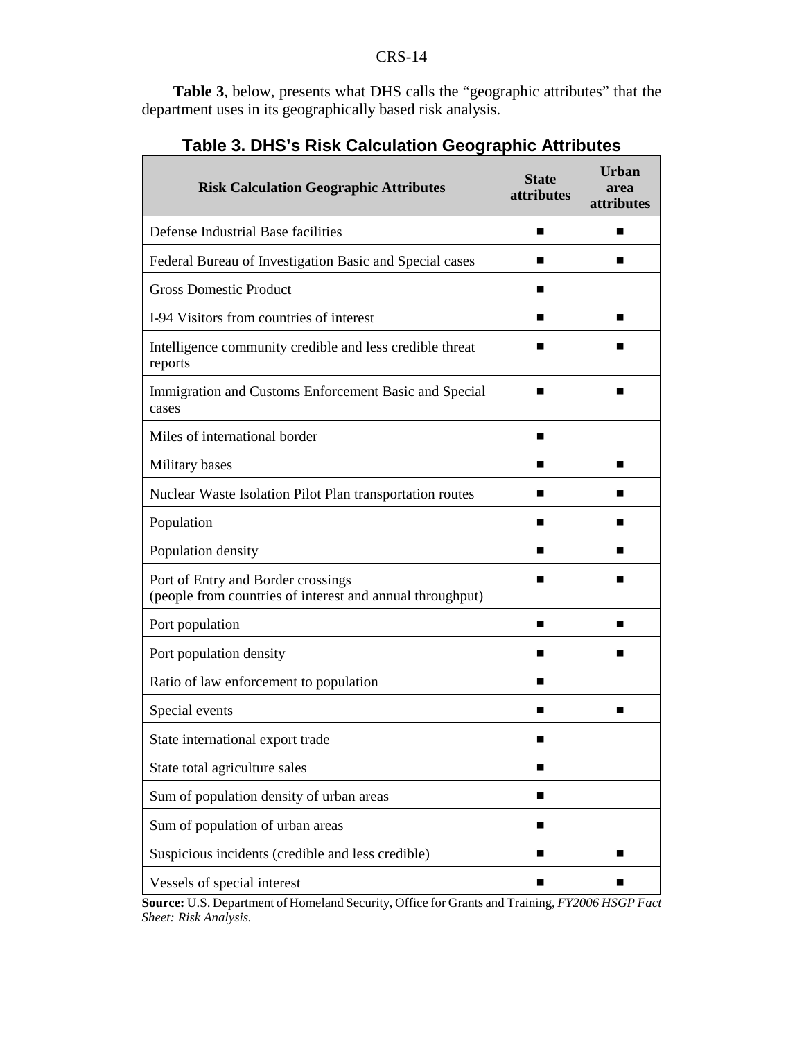**Table 3**, below, presents what DHS calls the "geographic attributes" that the department uses in its geographically based risk analysis.

### Table 3. DHS's Risk Calculation Geographic Attributes

| Risk Calculation Geographic Attributes | State attributes | Urban area attributes |
|---|---|---|
| Defense Industrial Base facilities | ■ | ■ |
| Federal Bureau of Investigation Basic and Special cases | ■ | ■ |
| Gross Domestic Product | ■ | |
| I-94 Visitors from countries of interest | ■ | ■ |
| Intelligence community credible and less credible threat reports | ■ | ■ |
| Immigration and Customs Enforcement Basic and Special cases | ■ | ■ |
| Miles of international border | ■ | |
| Military bases | ■ | ■ |
| Nuclear Waste Isolation Pilot Plan transportation routes | ■ | ■ |
| Population | ■ | ■ |
| Population density | ■ | ■ |
| Port of Entry and Border crossings (people from countries of interest and annual throughput) | ■ | ■ |
| Port population | ■ | ■ |
| Port population density | ■ | ■ |
| Ratio of law enforcement to population | ■ | |
| Special events | ■ | ■ |
| State international export trade | ■ | |
| State total agriculture sales | ■ | |
| Sum of population density of urban areas | ■ | |
| Sum of population of urban areas | ■ | |
| Suspicious incidents (credible and less credible) | ■ | ■ |
| Vessels of special interest | ■ | ■ |

**Source:** U.S. Department of Homeland Security, Office for Grants and Training, *FY2006 HSGP Fact Sheet: Risk Analysis.*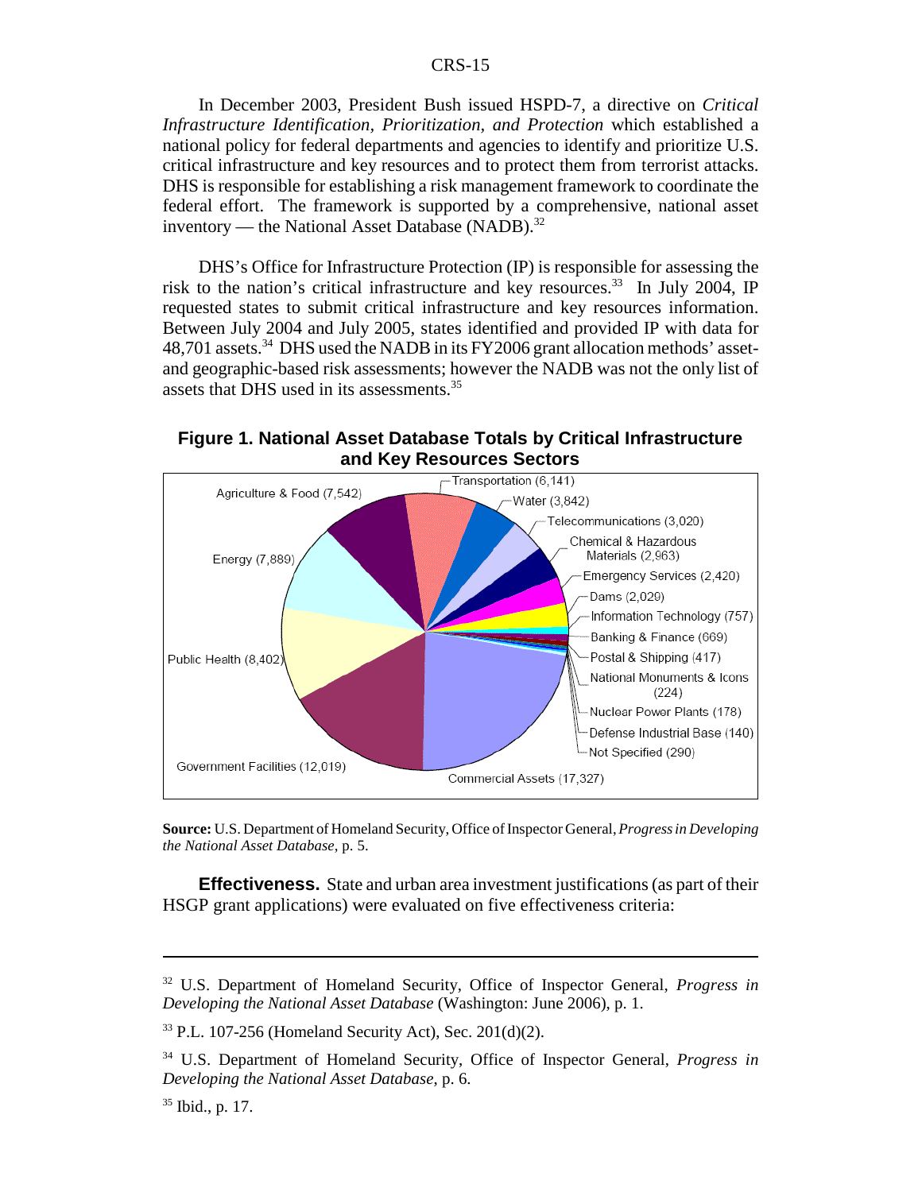In December 2003, President Bush issued HSPD-7, a directive on *Critical Infrastructure Identification, Prioritization, and Protection* which established a national policy for federal departments and agencies to identify and prioritize U.S. critical infrastructure and key resources and to protect them from terrorist attacks. DHS is responsible for establishing a risk management framework to coordinate the federal effort. The framework is supported by a comprehensive, national asset inventory — the National Asset Database (NADB).[32]

DHS's Office for Infrastructure Protection (IP) is responsible for assessing the risk to the nation's critical infrastructure and key resources.[33] In July 2004, IP requested states to submit critical infrastructure and key resources information. Between July 2004 and July 2005, states identified and provided IP with data for 48,701 assets.[34] DHS used the NADB in its FY2006 grant allocation methods' asset- and geographic-based risk assessments; however the NADB was not the only list of assets that DHS used in its assessments.[35]

**Figure 1. National Asset Database Totals by Critical Infrastructure and Key Resources Sectors**

Transportation (6,141)
Water (3,842)
Telecommunications (3,020)
Chemical & Hazardous Materials (2,963)
Emergency Services (2,420)
Dams (2,029)
Information Technology (757)
Banking & Finance (669)
Postal & Shipping (417)
National Monuments & Icons (224)
Nuclear Power Plants (178)
Defense Industrial Base (140)
Not Specified (290)
Commercial Assets (17,327)
Government Facilities (12,019)
Public Health (8,402)
Energy (7,889)
Agriculture & Food (7,542)

**Source:** U.S. Department of Homeland Security, Office of Inspector General, *Progress in Developing the National Asset Database*, p. 5.

**Effectiveness.** State and urban area investment justifications (as part of their HSGP grant applications) were evaluated on five effectiveness criteria:

---

[32] U.S. Department of Homeland Security, Office of Inspector General, *Progress in Developing the National Asset Database* (Washington: June 2006), p. 1.

[33] P.L. 107-256 (Homeland Security Act), Sec. 201(d)(2).

[34] U.S. Department of Homeland Security, Office of Inspector General, *Progress in Developing the National Asset Database*, p. 6.

[35] Ibid., p. 17.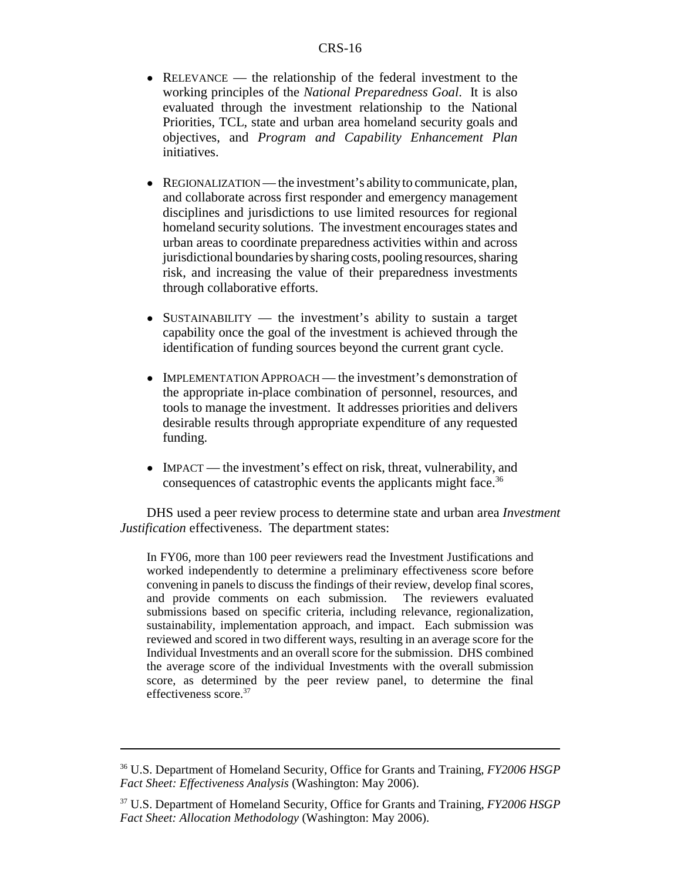- RELEVANCE — the relationship of the federal investment to the working principles of the *National Preparedness Goal*. It is also evaluated through the investment relationship to the National Priorities, TCL, state and urban area homeland security goals and objectives, and *Program and Capability Enhancement Plan* initiatives.

- REGIONALIZATION — the investment's ability to communicate, plan, and collaborate across first responder and emergency management disciplines and jurisdictions to use limited resources for regional homeland security solutions. The investment encourages states and urban areas to coordinate preparedness activities within and across jurisdictional boundaries by sharing costs, pooling resources, sharing risk, and increasing the value of their preparedness investments through collaborative efforts.

- SUSTAINABILITY — the investment's ability to sustain a target capability once the goal of the investment is achieved through the identification of funding sources beyond the current grant cycle.

- IMPLEMENTATION APPROACH — the investment's demonstration of the appropriate in-place combination of personnel, resources, and tools to manage the investment. It addresses priorities and delivers desirable results through appropriate expenditure of any requested funding.

- IMPACT — the investment's effect on risk, threat, vulnerability, and consequences of catastrophic events the applicants might face.[36]

DHS used a peer review process to determine state and urban area *Investment Justification* effectiveness. The department states:

> In FY06, more than 100 peer reviewers read the Investment Justifications and worked independently to determine a preliminary effectiveness score before convening in panels to discuss the findings of their review, develop final scores, and provide comments on each submission. The reviewers evaluated submissions based on specific criteria, including relevance, regionalization, sustainability, implementation approach, and impact. Each submission was reviewed and scored in two different ways, resulting in an average score for the Individual Investments and an overall score for the submission. DHS combined the average score of the individual Investments with the overall submission score, as determined by the peer review panel, to determine the final effectiveness score.[37]

---

[36] U.S. Department of Homeland Security, Office for Grants and Training, *FY2006 HSGP Fact Sheet: Effectiveness Analysis* (Washington: May 2006).

[37] U.S. Department of Homeland Security, Office for Grants and Training, *FY2006 HSGP Fact Sheet: Allocation Methodology* (Washington: May 2006).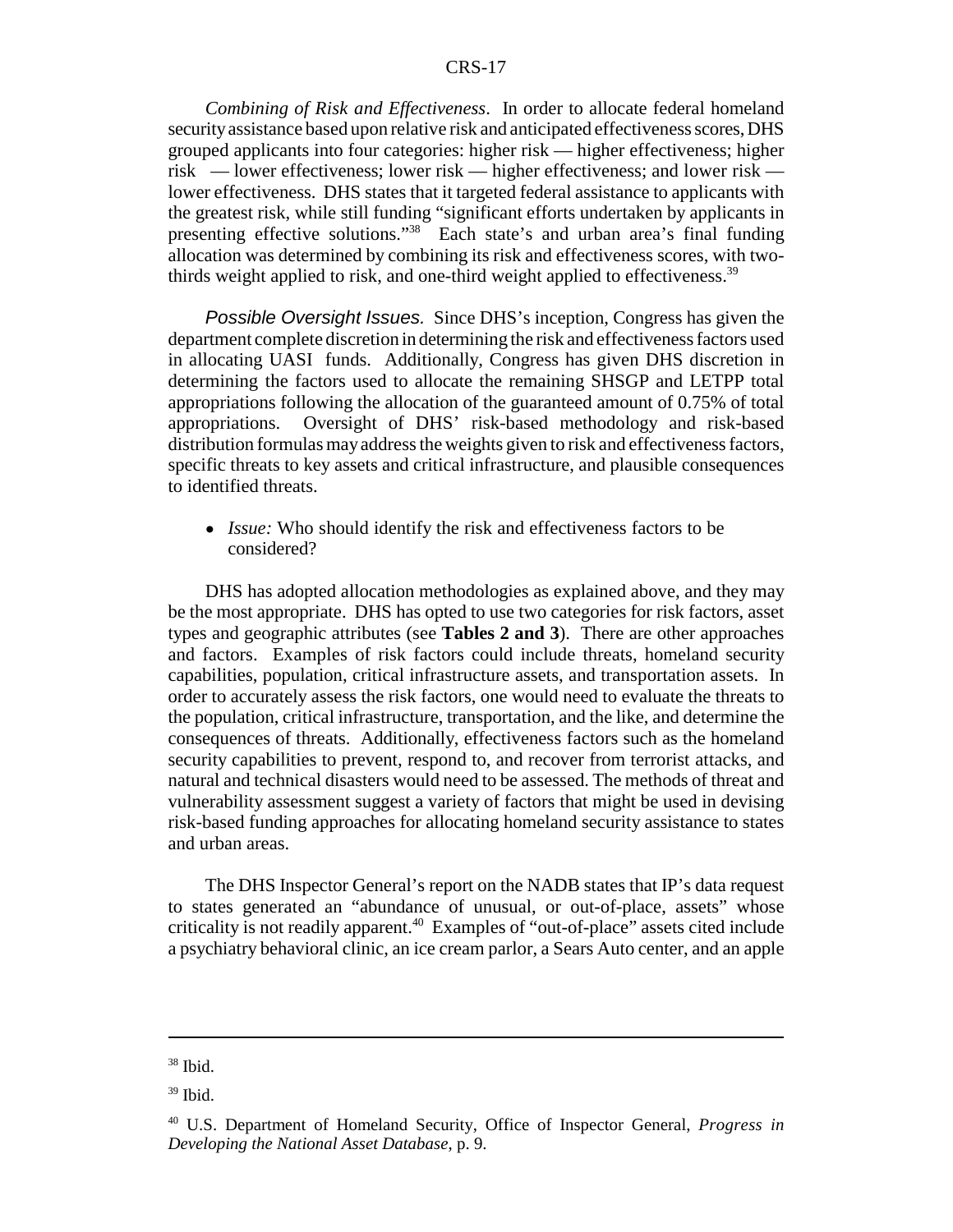*Combining of Risk and Effectiveness*. In order to allocate federal homeland security assistance based upon relative risk and anticipated effectiveness scores, DHS grouped applicants into four categories: higher risk — higher effectiveness; higher risk — lower effectiveness; lower risk — higher effectiveness; and lower risk — lower effectiveness. DHS states that it targeted federal assistance to applicants with the greatest risk, while still funding "significant efforts undertaken by applicants in presenting effective solutions."[38] Each state's and urban area's final funding allocation was determined by combining its risk and effectiveness scores, with two-thirds weight applied to risk, and one-third weight applied to effectiveness.[39]

*Possible Oversight Issues.* Since DHS's inception, Congress has given the department complete discretion in determining the risk and effectiveness factors used in allocating UASI funds. Additionally, Congress has given DHS discretion in determining the factors used to allocate the remaining SHSGP and LETPP total appropriations following the allocation of the guaranteed amount of 0.75% of total appropriations. Oversight of DHS' risk-based methodology and risk-based distribution formulas may address the weights given to risk and effectiveness factors, specific threats to key assets and critical infrastructure, and plausible consequences to identified threats.

- *Issue:* Who should identify the risk and effectiveness factors to be considered?

DHS has adopted allocation methodologies as explained above, and they may be the most appropriate. DHS has opted to use two categories for risk factors, asset types and geographic attributes (see **Tables 2 and 3**). There are other approaches and factors. Examples of risk factors could include threats, homeland security capabilities, population, critical infrastructure assets, and transportation assets. In order to accurately assess the risk factors, one would need to evaluate the threats to the population, critical infrastructure, transportation, and the like, and determine the consequences of threats. Additionally, effectiveness factors such as the homeland security capabilities to prevent, respond to, and recover from terrorist attacks, and natural and technical disasters would need to be assessed. The methods of threat and vulnerability assessment suggest a variety of factors that might be used in devising risk-based funding approaches for allocating homeland security assistance to states and urban areas.

The DHS Inspector General's report on the NADB states that IP's data request to states generated an "abundance of unusual, or out-of-place, assets" whose criticality is not readily apparent.[40] Examples of "out-of-place" assets cited include a psychiatry behavioral clinic, an ice cream parlor, a Sears Auto center, and an apple

---

[38] Ibid.

[39] Ibid.

[40] U.S. Department of Homeland Security, Office of Inspector General, *Progress in Developing the National Asset Database*, p. 9.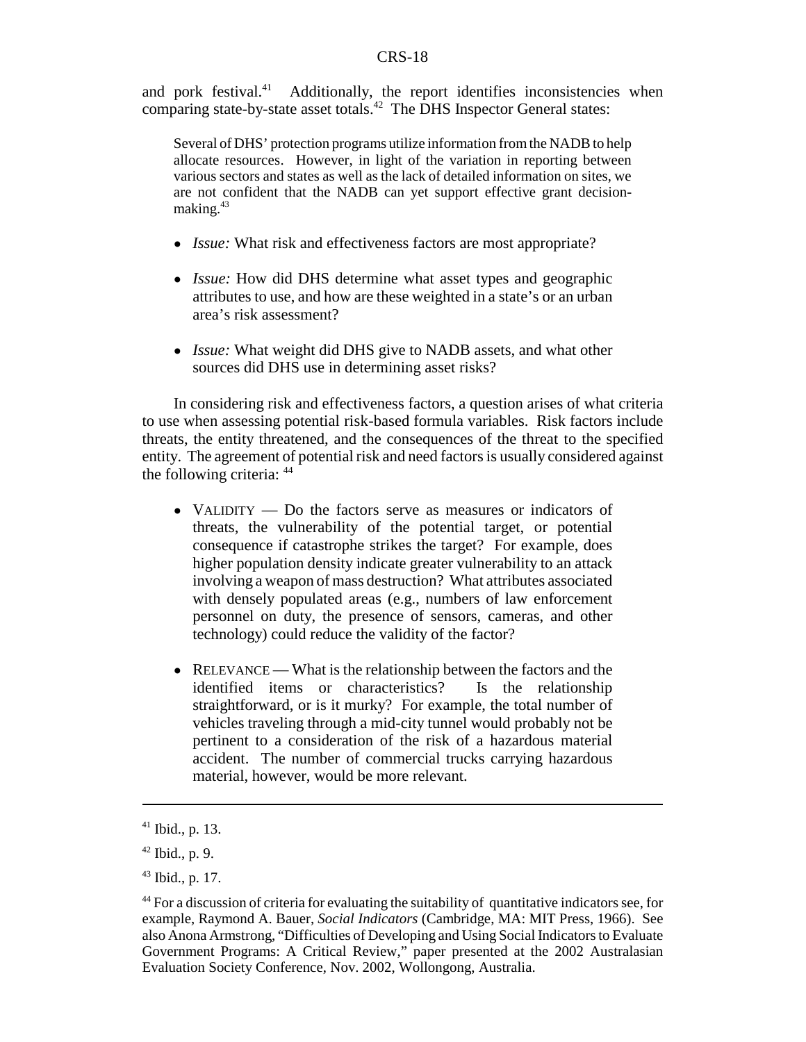and pork festival.[41] Additionally, the report identifies inconsistencies when comparing state-by-state asset totals.[42] The DHS Inspector General states:

> Several of DHS' protection programs utilize information from the NADB to help allocate resources. However, in light of the variation in reporting between various sectors and states as well as the lack of detailed information on sites, we are not confident that the NADB can yet support effective grant decision-making.[43]

- *Issue:* What risk and effectiveness factors are most appropriate?
- *Issue:* How did DHS determine what asset types and geographic attributes to use, and how are these weighted in a state's or an urban area's risk assessment?
- *Issue:* What weight did DHS give to NADB assets, and what other sources did DHS use in determining asset risks?

In considering risk and effectiveness factors, a question arises of what criteria to use when assessing potential risk-based formula variables. Risk factors include threats, the entity threatened, and the consequences of the threat to the specified entity. The agreement of potential risk and need factors is usually considered against the following criteria: [44]

- VALIDITY — Do the factors serve as measures or indicators of threats, the vulnerability of the potential target, or potential consequence if catastrophe strikes the target? For example, does higher population density indicate greater vulnerability to an attack involving a weapon of mass destruction? What attributes associated with densely populated areas (e.g., numbers of law enforcement personnel on duty, the presence of sensors, cameras, and other technology) could reduce the validity of the factor?
- RELEVANCE — What is the relationship between the factors and the identified items or characteristics? Is the relationship straightforward, or is it murky? For example, the total number of vehicles traveling through a mid-city tunnel would probably not be pertinent to a consideration of the risk of a hazardous material accident. The number of commercial trucks carrying hazardous material, however, would be more relevant.

---

[41] Ibid., p. 13.

[42] Ibid., p. 9.

[43] Ibid., p. 17.

[44] For a discussion of criteria for evaluating the suitability of quantitative indicators see, for example, Raymond A. Bauer, *Social Indicators* (Cambridge, MA: MIT Press, 1966). See also Anona Armstrong, "Difficulties of Developing and Using Social Indicators to Evaluate Government Programs: A Critical Review," paper presented at the 2002 Australasian Evaluation Society Conference, Nov. 2002, Wollongong, Australia.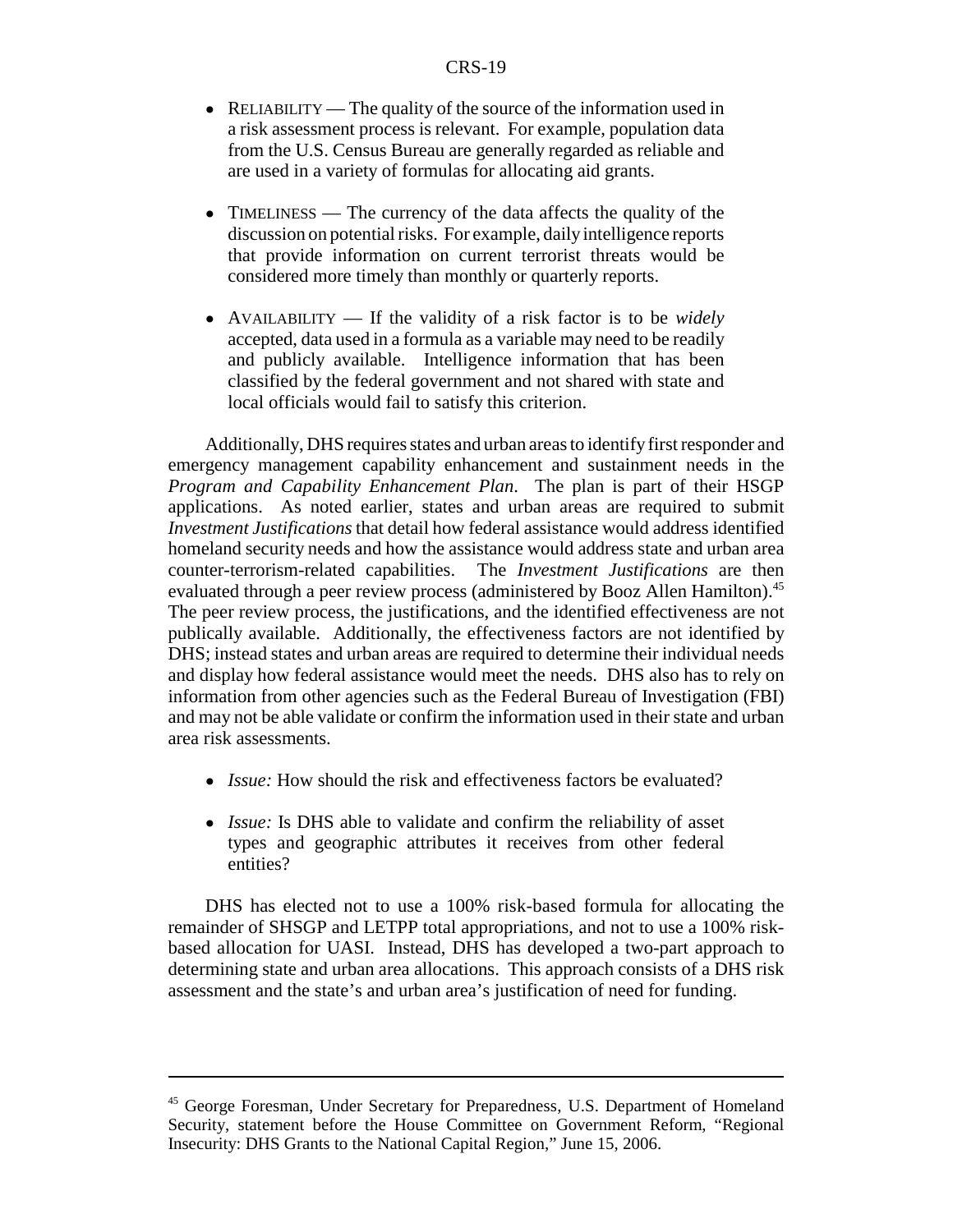- RELIABILITY — The quality of the source of the information used in a risk assessment process is relevant. For example, population data from the U.S. Census Bureau are generally regarded as reliable and are used in a variety of formulas for allocating aid grants.

- TIMELINESS — The currency of the data affects the quality of the discussion on potential risks. For example, daily intelligence reports that provide information on current terrorist threats would be considered more timely than monthly or quarterly reports.

- AVAILABILITY — If the validity of a risk factor is to be *widely* accepted, data used in a formula as a variable may need to be readily and publicly available. Intelligence information that has been classified by the federal government and not shared with state and local officials would fail to satisfy this criterion.

Additionally, DHS requires states and urban areas to identify first responder and emergency management capability enhancement and sustainment needs in the *Program and Capability Enhancement Plan*. The plan is part of their HSGP applications. As noted earlier, states and urban areas are required to submit *Investment Justifications* that detail how federal assistance would address identified homeland security needs and how the assistance would address state and urban area counter-terrorism-related capabilities. The *Investment Justifications* are then evaluated through a peer review process (administered by Booz Allen Hamilton).[45] The peer review process, the justifications, and the identified effectiveness are not publically available. Additionally, the effectiveness factors are not identified by DHS; instead states and urban areas are required to determine their individual needs and display how federal assistance would meet the needs. DHS also has to rely on information from other agencies such as the Federal Bureau of Investigation (FBI) and may not be able validate or confirm the information used in their state and urban area risk assessments.

- *Issue:* How should the risk and effectiveness factors be evaluated?

- *Issue:* Is DHS able to validate and confirm the reliability of asset types and geographic attributes it receives from other federal entities?

DHS has elected not to use a 100% risk-based formula for allocating the remainder of SHSGP and LETPP total appropriations, and not to use a 100% risk-based allocation for UASI. Instead, DHS has developed a two-part approach to determining state and urban area allocations. This approach consists of a DHS risk assessment and the state's and urban area's justification of need for funding.

---

[45] George Foresman, Under Secretary for Preparedness, U.S. Department of Homeland Security, statement before the House Committee on Government Reform, "Regional Insecurity: DHS Grants to the National Capital Region," June 15, 2006.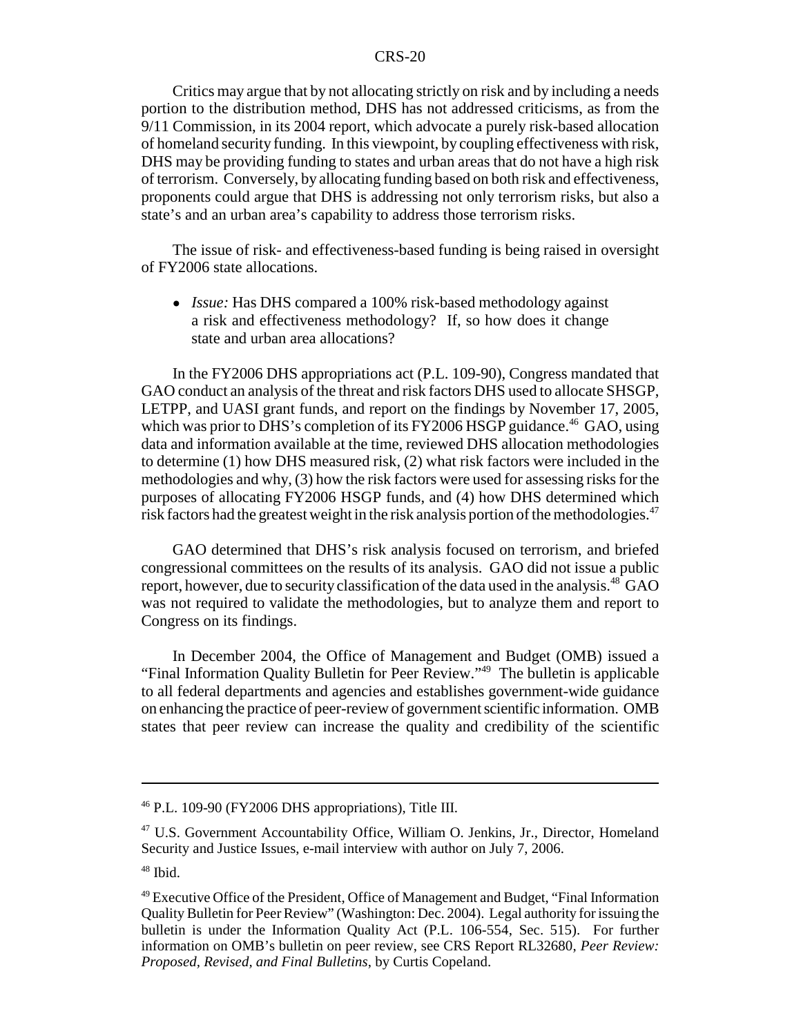Critics may argue that by not allocating strictly on risk and by including a needs portion to the distribution method, DHS has not addressed criticisms, as from the 9/11 Commission, in its 2004 report, which advocate a purely risk-based allocation of homeland security funding. In this viewpoint, by coupling effectiveness with risk, DHS may be providing funding to states and urban areas that do not have a high risk of terrorism. Conversely, by allocating funding based on both risk and effectiveness, proponents could argue that DHS is addressing not only terrorism risks, but also a state's and an urban area's capability to address those terrorism risks.

The issue of risk- and effectiveness-based funding is being raised in oversight of FY2006 state allocations.

- *Issue:* Has DHS compared a 100% risk-based methodology against a risk and effectiveness methodology? If, so how does it change state and urban area allocations?

In the FY2006 DHS appropriations act (P.L. 109-90), Congress mandated that GAO conduct an analysis of the threat and risk factors DHS used to allocate SHSGP, LETPP, and UASI grant funds, and report on the findings by November 17, 2005, which was prior to DHS's completion of its FY2006 HSGP guidance.[46] GAO, using data and information available at the time, reviewed DHS allocation methodologies to determine (1) how DHS measured risk, (2) what risk factors were included in the methodologies and why, (3) how the risk factors were used for assessing risks for the purposes of allocating FY2006 HSGP funds, and (4) how DHS determined which risk factors had the greatest weight in the risk analysis portion of the methodologies.[47]

GAO determined that DHS's risk analysis focused on terrorism, and briefed congressional committees on the results of its analysis. GAO did not issue a public report, however, due to security classification of the data used in the analysis.[48] GAO was not required to validate the methodologies, but to analyze them and report to Congress on its findings.

In December 2004, the Office of Management and Budget (OMB) issued a "Final Information Quality Bulletin for Peer Review."[49] The bulletin is applicable to all federal departments and agencies and establishes government-wide guidance on enhancing the practice of peer-review of government scientific information. OMB states that peer review can increase the quality and credibility of the scientific

---

[46] P.L. 109-90 (FY2006 DHS appropriations), Title III.

[47] U.S. Government Accountability Office, William O. Jenkins, Jr., Director, Homeland Security and Justice Issues, e-mail interview with author on July 7, 2006.

[48] Ibid.

[49] Executive Office of the President, Office of Management and Budget, "Final Information Quality Bulletin for Peer Review" (Washington: Dec. 2004). Legal authority for issuing the bulletin is under the Information Quality Act (P.L. 106-554, Sec. 515). For further information on OMB's bulletin on peer review, see CRS Report RL32680, *Peer Review: Proposed, Revised, and Final Bulletins*, by Curtis Copeland.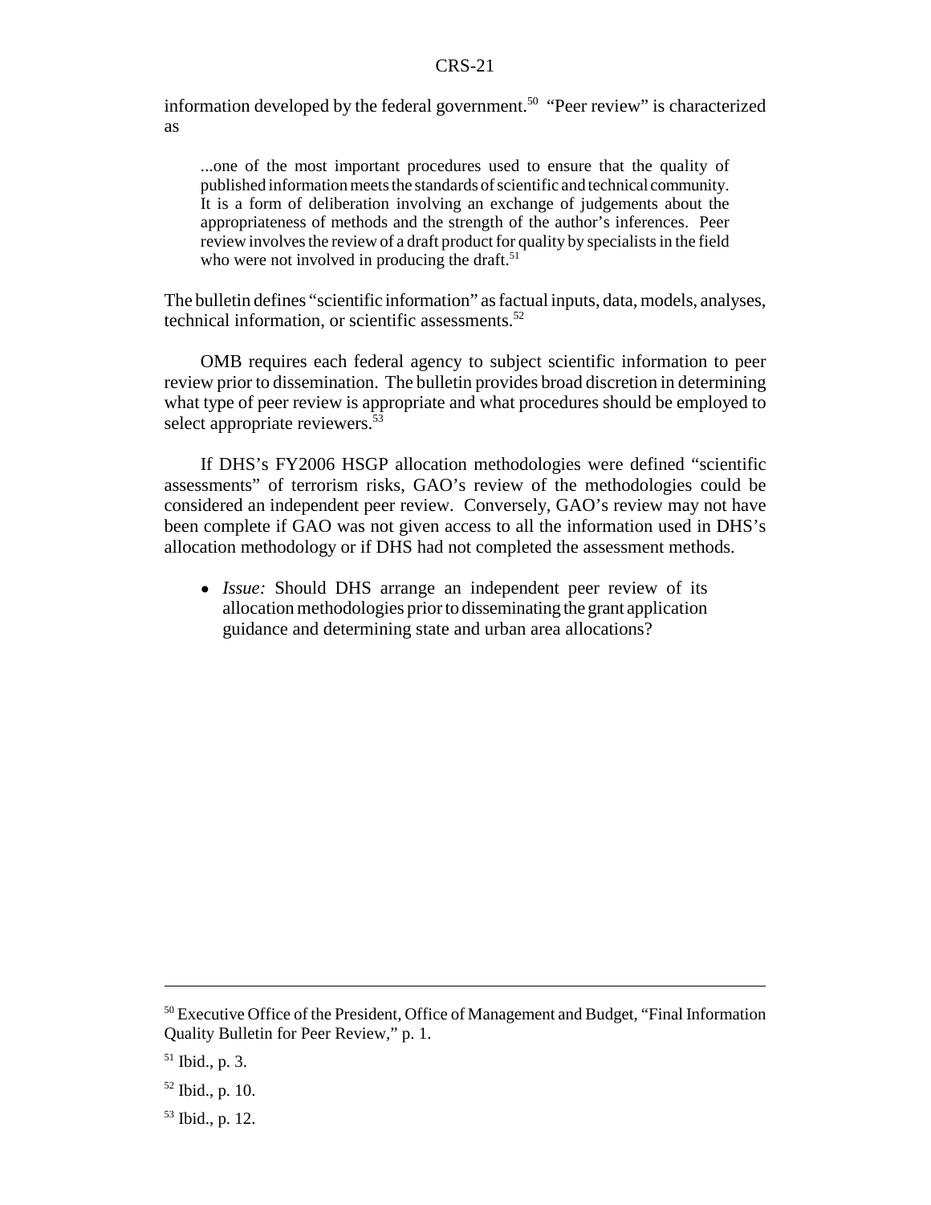information developed by the federal government.[50] "Peer review" is characterized as

> ...one of the most important procedures used to ensure that the quality of published information meets the standards of scientific and technical community. It is a form of deliberation involving an exchange of judgements about the appropriateness of methods and the strength of the author's inferences. Peer review involves the review of a draft product for quality by specialists in the field who were not involved in producing the draft.[51]

The bulletin defines "scientific information" as factual inputs, data, models, analyses, technical information, or scientific assessments.[52]

OMB requires each federal agency to subject scientific information to peer review prior to dissemination. The bulletin provides broad discretion in determining what type of peer review is appropriate and what procedures should be employed to select appropriate reviewers.[53]

If DHS's FY2006 HSGP allocation methodologies were defined "scientific assessments" of terrorism risks, GAO's review of the methodologies could be considered an independent peer review. Conversely, GAO's review may not have been complete if GAO was not given access to all the information used in DHS's allocation methodology or if DHS had not completed the assessment methods.

- *Issue:* Should DHS arrange an independent peer review of its allocation methodologies prior to disseminating the grant application guidance and determining state and urban area allocations?

---

[50] Executive Office of the President, Office of Management and Budget, "Final Information Quality Bulletin for Peer Review," p. 1.

[51] Ibid., p. 3.

[52] Ibid., p. 10.

[53] Ibid., p. 12.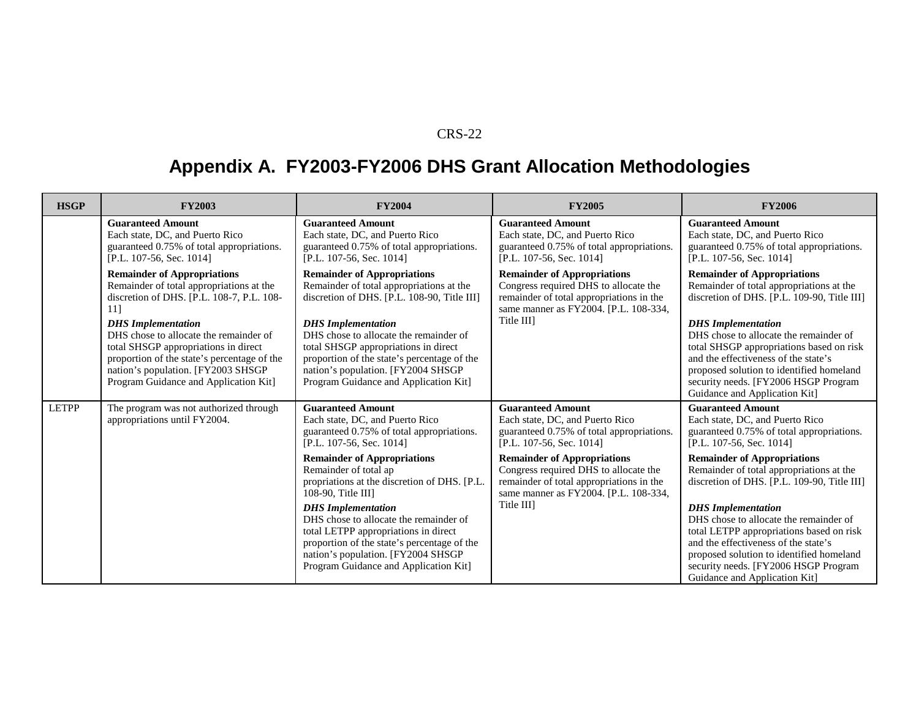# Appendix A. FY2003-FY2006 DHS Grant Allocation Methodologies

| HSGP | FY2003 | FY2004 | FY2005 | FY2006 |
|---|---|---|---|---|
| | **Guaranteed Amount** Each state, DC, and Puerto Rico guaranteed 0.75% of total appropriations. [P.L. 107-56, Sec. 1014] **Remainder of Appropriations** Remainder of total appropriations at the discretion of DHS. [P.L. 108-7, P.L. 108-11] ***DHS Implementation*** DHS chose to allocate the remainder of total SHSGP appropriations in direct proportion of the state's percentage of the nation's population. [FY2003 SHSGP Program Guidance and Application Kit] | **Guaranteed Amount** Each state, DC, and Puerto Rico guaranteed 0.75% of total appropriations. [P.L. 107-56, Sec. 1014] **Remainder of Appropriations** Remainder of total appropriations at the discretion of DHS. [P.L. 108-90, Title III] ***DHS Implementation*** DHS chose to allocate the remainder of total SHSGP appropriations in direct proportion of the state's percentage of the nation's population. [FY2004 SHSGP Program Guidance and Application Kit] | **Guaranteed Amount** Each state, DC, and Puerto Rico guaranteed 0.75% of total appropriations. [P.L. 107-56, Sec. 1014] **Remainder of Appropriations** Congress required DHS to allocate the remainder of total appropriations in the same manner as FY2004. [P.L. 108-334, Title III] | **Guaranteed Amount** Each state, DC, and Puerto Rico guaranteed 0.75% of total appropriations. [P.L. 107-56, Sec. 1014] **Remainder of Appropriations** Remainder of total appropriations at the discretion of DHS. [P.L. 109-90, Title III] ***DHS Implementation*** DHS chose to allocate the remainder of total SHSGP appropriations based on risk and the effectiveness of the state's proposed solution to identified homeland security needs. [FY2006 HSGP Program Guidance and Application Kit] |
| LETPP | The program was not authorized through appropriations until FY2004. | **Guaranteed Amount** Each state, DC, and Puerto Rico guaranteed 0.75% of total appropriations. [P.L. 107-56, Sec. 1014] **Remainder of Appropriations** Remainder of total appropriations at the discretion of DHS. [P.L. 108-90, Title III] ***DHS Implementation*** DHS chose to allocate the remainder of total LETPP appropriations in direct proportion of the state's percentage of the nation's population. [FY2004 SHSGP Program Guidance and Application Kit] | **Guaranteed Amount** Each state, DC, and Puerto Rico guaranteed 0.75% of total appropriations. [P.L. 107-56, Sec. 1014] **Remainder of Appropriations** Congress required DHS to allocate the remainder of total appropriations in the same manner as FY2004. [P.L. 108-334, Title III] | **Guaranteed Amount** Each state, DC, and Puerto Rico guaranteed 0.75% of total appropriations. [P.L. 107-56, Sec. 1014] **Remainder of Appropriations** Remainder of total appropriations at the discretion of DHS. [P.L. 109-90, Title III] ***DHS Implementation*** DHS chose to allocate the remainder of total LETPP appropriations based on risk and the effectiveness of the state's proposed solution to identified homeland security needs. [FY2006 HSGP Program Guidance and Application Kit] |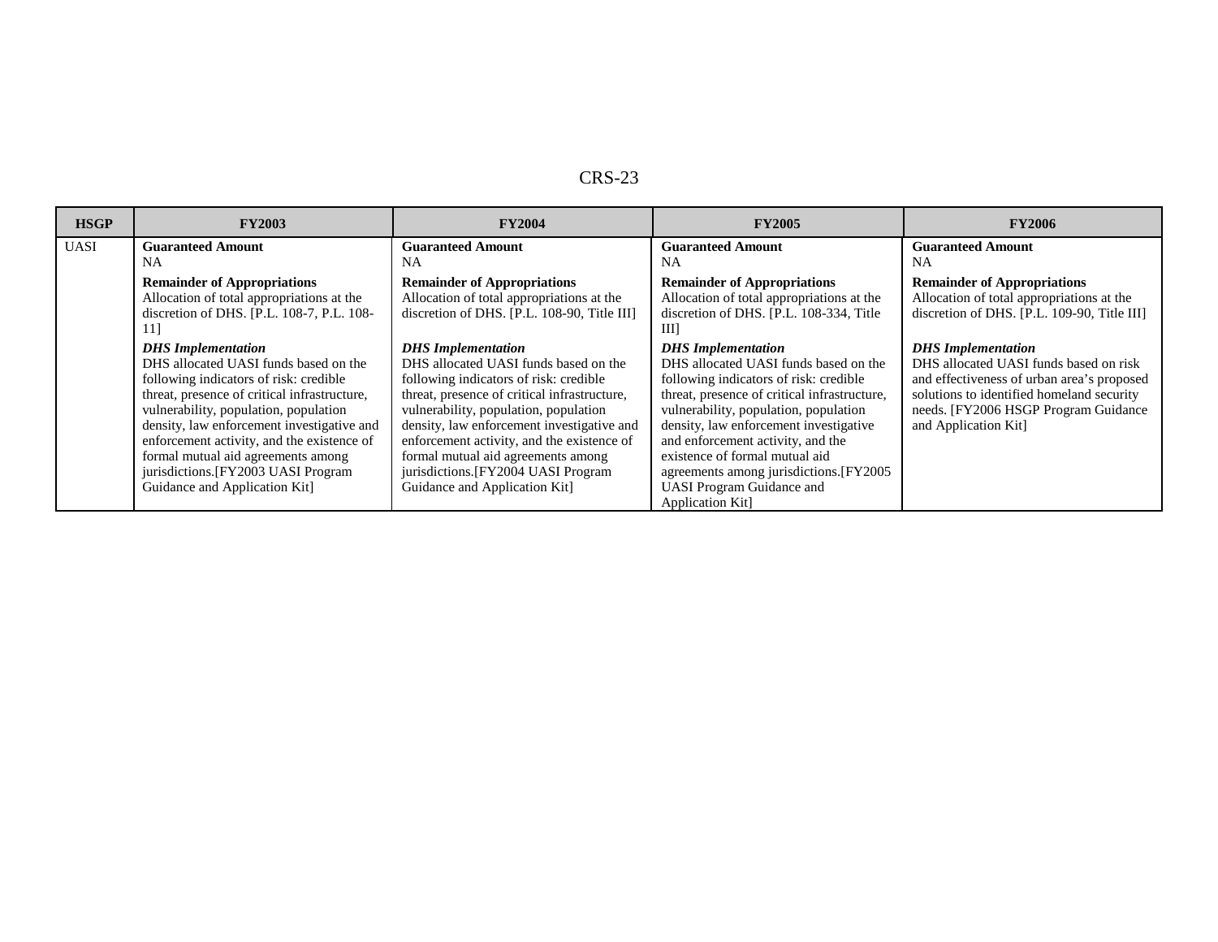| HSGP | FY2003 | FY2004 | FY2005 | FY2006 |
|---|---|---|---|---|
| UASI | **Guaranteed Amount**<br>NA<br><br>**Remainder of Appropriations**<br>Allocation of total appropriations at the discretion of DHS. [P.L. 108-7, P.L. 108-11]<br><br>***DHS Implementation***<br>DHS allocated UASI funds based on the following indicators of risk: credible threat, presence of critical infrastructure, vulnerability, population, population density, law enforcement investigative and enforcement activity, and the existence of formal mutual aid agreements among jurisdictions.[FY2003 UASI Program Guidance and Application Kit] | **Guaranteed Amount**<br>NA<br><br>**Remainder of Appropriations**<br>Allocation of total appropriations at the discretion of DHS. [P.L. 108-90, Title III]<br><br>***DHS Implementation***<br>DHS allocated UASI funds based on the following indicators of risk: credible threat, presence of critical infrastructure, vulnerability, population, population density, law enforcement investigative and enforcement activity, and the existence of formal mutual aid agreements among jurisdictions.[FY2004 UASI Program Guidance and Application Kit] | **Guaranteed Amount**<br>NA<br><br>**Remainder of Appropriations**<br>Allocation of total appropriations at the discretion of DHS. [P.L. 108-334, Title III]<br><br>***DHS Implementation***<br>DHS allocated UASI funds based on the following indicators of risk: credible threat, presence of critical infrastructure, vulnerability, population, population density, law enforcement investigative and enforcement activity, and the existence of formal mutual aid agreements among jurisdictions.[FY2005 UASI Program Guidance and Application Kit] | **Guaranteed Amount**<br>NA<br><br>**Remainder of Appropriations**<br>Allocation of total appropriations at the discretion of DHS. [P.L. 109-90, Title III]<br><br>***DHS Implementation***<br>DHS allocated UASI funds based on risk and effectiveness of urban area's proposed solutions to identified homeland security needs. [FY2006 HSGP Program Guidance and Application Kit] |